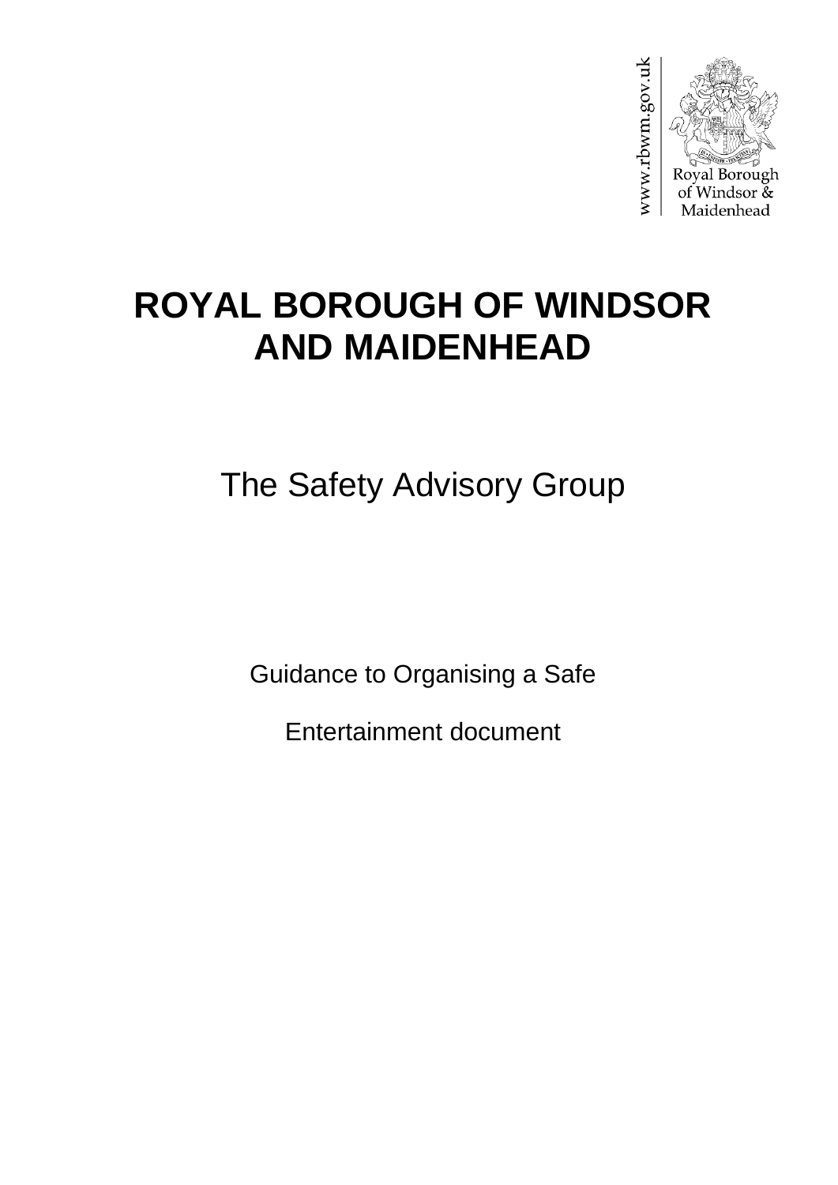www.rbwm.gov.uk

Royal Borough of Windsor & Maidenhead

# ROYAL BOROUGH OF WINDSOR AND MAIDENHEAD

## The Safety Advisory Group

Guidance to Organising a Safe

Entertainment document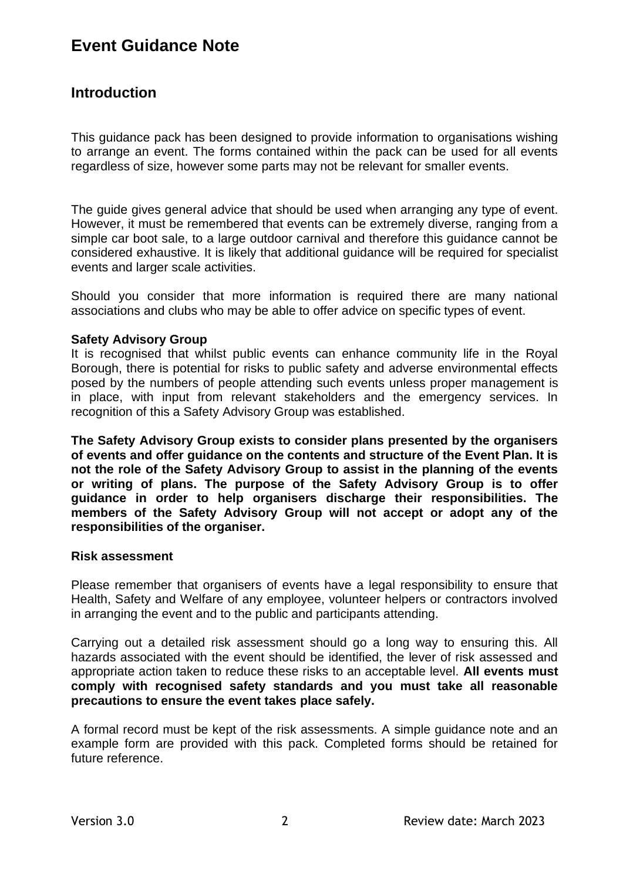# Event Guidance Note

## Introduction

This guidance pack has been designed to provide information to organisations wishing to arrange an event. The forms contained within the pack can be used for all events regardless of size, however some parts may not be relevant for smaller events.

The guide gives general advice that should be used when arranging any type of event. However, it must be remembered that events can be extremely diverse, ranging from a simple car boot sale, to a large outdoor carnival and therefore this guidance cannot be considered exhaustive. It is likely that additional guidance will be required for specialist events and larger scale activities.

Should you consider that more information is required there are many national associations and clubs who may be able to offer advice on specific types of event.

**Safety Advisory Group**

It is recognised that whilst public events can enhance community life in the Royal Borough, there is potential for risks to public safety and adverse environmental effects posed by the numbers of people attending such events unless proper management is in place, with input from relevant stakeholders and the emergency services. In recognition of this a Safety Advisory Group was established.

**The Safety Advisory Group exists to consider plans presented by the organisers of events and offer guidance on the contents and structure of the Event Plan. It is not the role of the Safety Advisory Group to assist in the planning of the events or writing of plans. The purpose of the Safety Advisory Group is to offer guidance in order to help organisers discharge their responsibilities. The members of the Safety Advisory Group will not accept or adopt any of the responsibilities of the organiser.**

**Risk assessment**

Please remember that organisers of events have a legal responsibility to ensure that Health, Safety and Welfare of any employee, volunteer helpers or contractors involved in arranging the event and to the public and participants attending.

Carrying out a detailed risk assessment should go a long way to ensuring this. All hazards associated with the event should be identified, the lever of risk assessed and appropriate action taken to reduce these risks to an acceptable level. **All events must comply with recognised safety standards and you must take all reasonable precautions to ensure the event takes place safely.**

A formal record must be kept of the risk assessments. A simple guidance note and an example form are provided with this pack. Completed forms should be retained for future reference.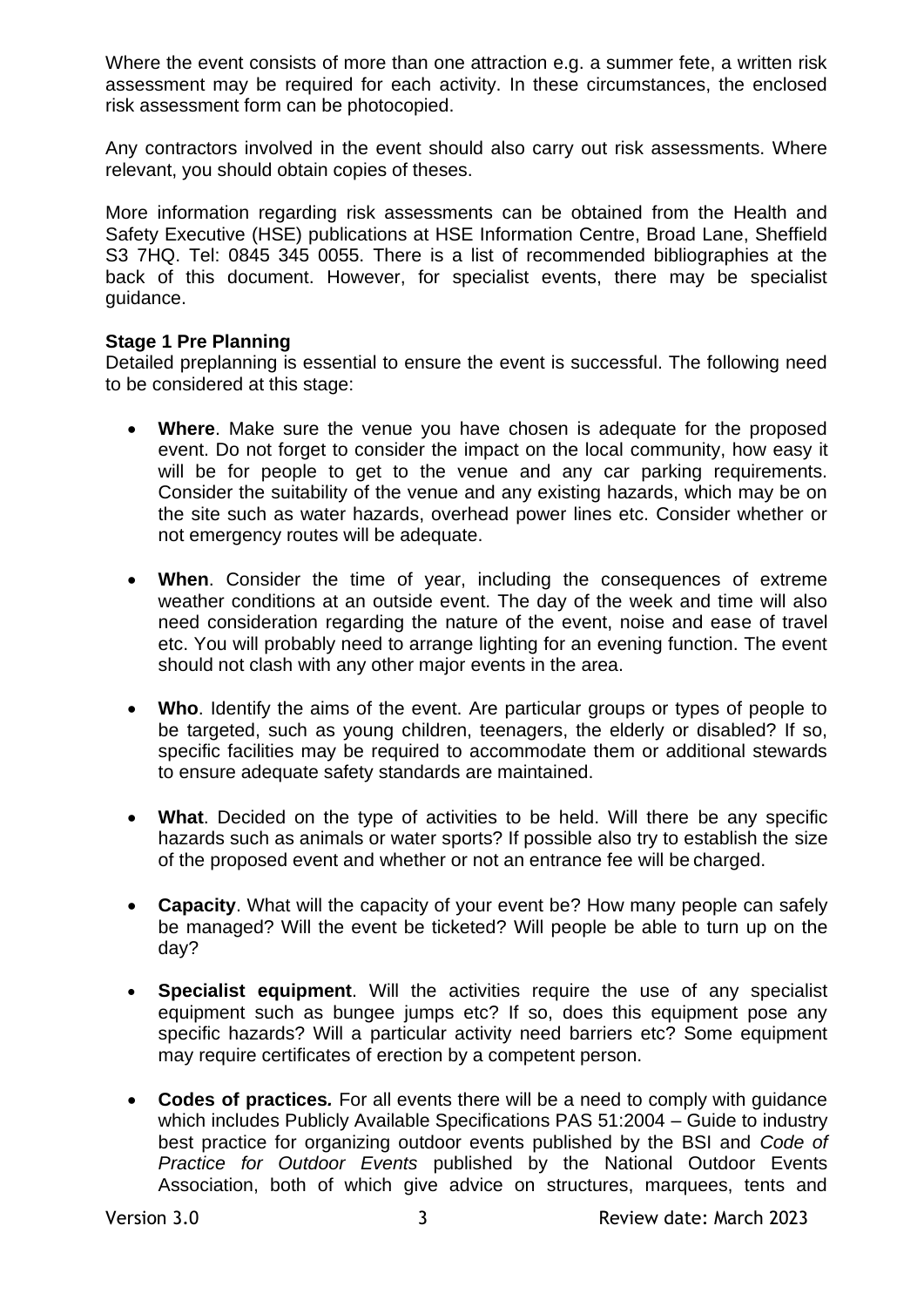Where the event consists of more than one attraction e.g. a summer fete, a written risk assessment may be required for each activity. In these circumstances, the enclosed risk assessment form can be photocopied.

Any contractors involved in the event should also carry out risk assessments. Where relevant, you should obtain copies of theses.

More information regarding risk assessments can be obtained from the Health and Safety Executive (HSE) publications at HSE Information Centre, Broad Lane, Sheffield S3 7HQ. Tel: 0845 345 0055. There is a list of recommended bibliographies at the back of this document. However, for specialist events, there may be specialist guidance.

**Stage 1 Pre Planning**

Detailed preplanning is essential to ensure the event is successful. The following need to be considered at this stage:

- **Where**. Make sure the venue you have chosen is adequate for the proposed event. Do not forget to consider the impact on the local community, how easy it will be for people to get to the venue and any car parking requirements. Consider the suitability of the venue and any existing hazards, which may be on the site such as water hazards, overhead power lines etc. Consider whether or not emergency routes will be adequate.

- **When**. Consider the time of year, including the consequences of extreme weather conditions at an outside event. The day of the week and time will also need consideration regarding the nature of the event, noise and ease of travel etc. You will probably need to arrange lighting for an evening function. The event should not clash with any other major events in the area.

- **Who**. Identify the aims of the event. Are particular groups or types of people to be targeted, such as young children, teenagers, the elderly or disabled? If so, specific facilities may be required to accommodate them or additional stewards to ensure adequate safety standards are maintained.

- **What**. Decided on the type of activities to be held. Will there be any specific hazards such as animals or water sports? If possible also try to establish the size of the proposed event and whether or not an entrance fee will be charged.

- **Capacity**. What will the capacity of your event be? How many people can safely be managed? Will the event be ticketed? Will people be able to turn up on the day?

- **Specialist equipment**. Will the activities require the use of any specialist equipment such as bungee jumps etc? If so, does this equipment pose any specific hazards? Will a particular activity need barriers etc? Some equipment may require certificates of erection by a competent person.

- **Codes of practices.** For all events there will be a need to comply with guidance which includes Publicly Available Specifications PAS 51:2004 – Guide to industry best practice for organizing outdoor events published by the BSI and *Code of Practice for Outdoor Events* published by the National Outdoor Events Association, both of which give advice on structures, marquees, tents and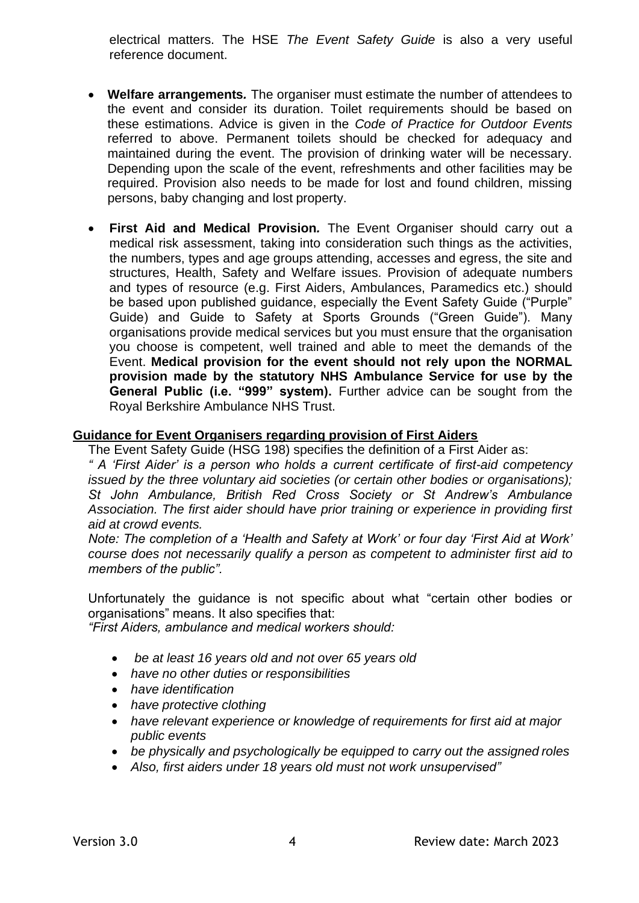electrical matters. The HSE *The Event Safety Guide* is also a very useful reference document.

- **Welfare arrangements*.*** The organiser must estimate the number of attendees to the event and consider its duration. Toilet requirements should be based on these estimations. Advice is given in the *Code of Practice for Outdoor Events* referred to above. Permanent toilets should be checked for adequacy and maintained during the event. The provision of drinking water will be necessary. Depending upon the scale of the event, refreshments and other facilities may be required. Provision also needs to be made for lost and found children, missing persons, baby changing and lost property.

- **First Aid and Medical Provision*.*** The Event Organiser should carry out a medical risk assessment, taking into consideration such things as the activities, the numbers, types and age groups attending, accesses and egress, the site and structures, Health, Safety and Welfare issues. Provision of adequate numbers and types of resource (e.g. First Aiders, Ambulances, Paramedics etc.) should be based upon published guidance, especially the Event Safety Guide ("Purple" Guide) and Guide to Safety at Sports Grounds ("Green Guide"). Many organisations provide medical services but you must ensure that the organisation you choose is competent, well trained and able to meet the demands of the Event. **Medical provision for the event should not rely upon the NORMAL provision made by the statutory NHS Ambulance Service for use by the General Public (i.e. "999" system).** Further advice can be sought from the Royal Berkshire Ambulance NHS Trust.

**Guidance for Event Organisers regarding provision of First Aiders**

The Event Safety Guide (HSG 198) specifies the definition of a First Aider as:

*" A 'First Aider' is a person who holds a current certificate of first-aid competency issued by the three voluntary aid societies (or certain other bodies or organisations); St John Ambulance, British Red Cross Society or St Andrew's Ambulance Association. The first aider should have prior training or experience in providing first aid at crowd events.*

*Note: The completion of a 'Health and Safety at Work' or four day 'First Aid at Work' course does not necessarily qualify a person as competent to administer first aid to members of the public".*

Unfortunately the guidance is not specific about what "certain other bodies or organisations" means. It also specifies that:

*"First Aiders, ambulance and medical workers should:*

- *be at least 16 years old and not over 65 years old*
- *have no other duties or responsibilities*
- *have identification*
- *have protective clothing*
- *have relevant experience or knowledge of requirements for first aid at major public events*
- *be physically and psychologically be equipped to carry out the assigned roles*
- *Also, first aiders under 18 years old must not work unsupervised"*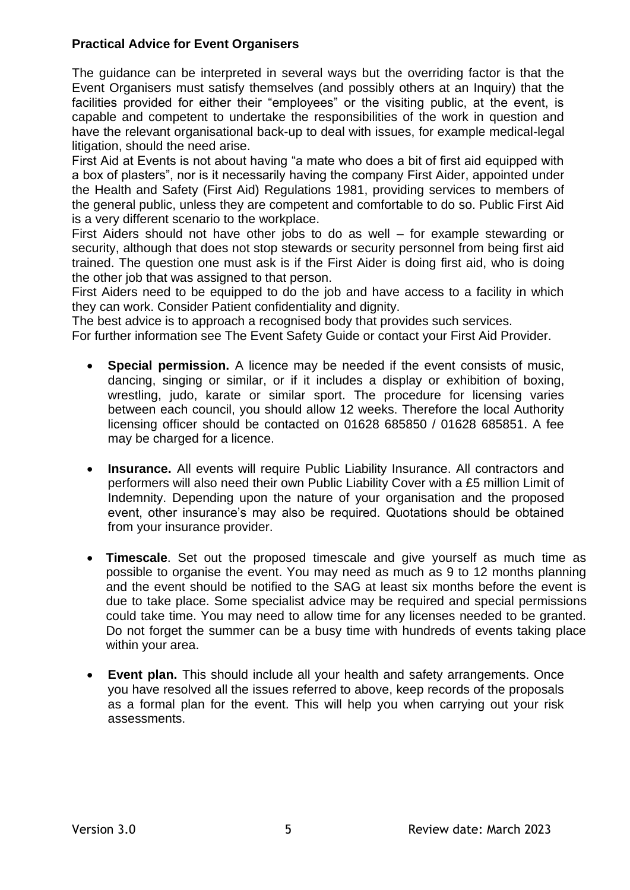**Practical Advice for Event Organisers**

The guidance can be interpreted in several ways but the overriding factor is that the Event Organisers must satisfy themselves (and possibly others at an Inquiry) that the facilities provided for either their "employees" or the visiting public, at the event, is capable and competent to undertake the responsibilities of the work in question and have the relevant organisational back-up to deal with issues, for example medical-legal litigation, should the need arise.

First Aid at Events is not about having "a mate who does a bit of first aid equipped with a box of plasters", nor is it necessarily having the company First Aider, appointed under the Health and Safety (First Aid) Regulations 1981, providing services to members of the general public, unless they are competent and comfortable to do so. Public First Aid is a very different scenario to the workplace.

First Aiders should not have other jobs to do as well – for example stewarding or security, although that does not stop stewards or security personnel from being first aid trained. The question one must ask is if the First Aider is doing first aid, who is doing the other job that was assigned to that person.

First Aiders need to be equipped to do the job and have access to a facility in which they can work. Consider Patient confidentiality and dignity.

The best advice is to approach a recognised body that provides such services.

For further information see The Event Safety Guide or contact your First Aid Provider.

- **Special permission.** A licence may be needed if the event consists of music, dancing, singing or similar, or if it includes a display or exhibition of boxing, wrestling, judo, karate or similar sport. The procedure for licensing varies between each council, you should allow 12 weeks. Therefore the local Authority licensing officer should be contacted on 01628 685850 / 01628 685851. A fee may be charged for a licence.

- **Insurance.** All events will require Public Liability Insurance. All contractors and performers will also need their own Public Liability Cover with a £5 million Limit of Indemnity. Depending upon the nature of your organisation and the proposed event, other insurance's may also be required. Quotations should be obtained from your insurance provider.

- **Timescale**. Set out the proposed timescale and give yourself as much time as possible to organise the event. You may need as much as 9 to 12 months planning and the event should be notified to the SAG at least six months before the event is due to take place. Some specialist advice may be required and special permissions could take time. You may need to allow time for any licenses needed to be granted. Do not forget the summer can be a busy time with hundreds of events taking place within your area.

- **Event plan.** This should include all your health and safety arrangements. Once you have resolved all the issues referred to above, keep records of the proposals as a formal plan for the event. This will help you when carrying out your risk assessments.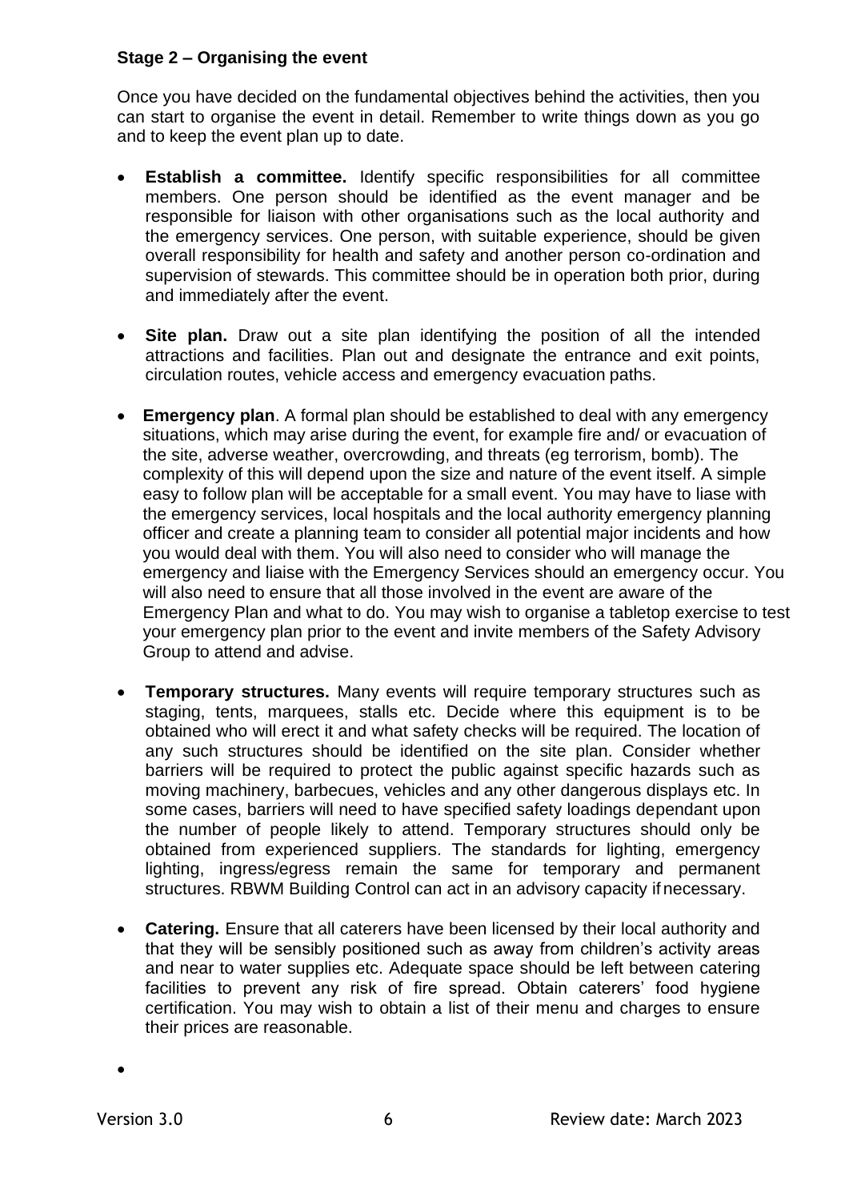**Stage 2 – Organising the event**

Once you have decided on the fundamental objectives behind the activities, then you can start to organise the event in detail. Remember to write things down as you go and to keep the event plan up to date.

- **Establish a committee.** Identify specific responsibilities for all committee members. One person should be identified as the event manager and be responsible for liaison with other organisations such as the local authority and the emergency services. One person, with suitable experience, should be given overall responsibility for health and safety and another person co-ordination and supervision of stewards. This committee should be in operation both prior, during and immediately after the event.

- **Site plan.** Draw out a site plan identifying the position of all the intended attractions and facilities. Plan out and designate the entrance and exit points, circulation routes, vehicle access and emergency evacuation paths.

- **Emergency plan**. A formal plan should be established to deal with any emergency situations, which may arise during the event, for example fire and/ or evacuation of the site, adverse weather, overcrowding, and threats (eg terrorism, bomb). The complexity of this will depend upon the size and nature of the event itself. A simple easy to follow plan will be acceptable for a small event. You may have to liase with the emergency services, local hospitals and the local authority emergency planning officer and create a planning team to consider all potential major incidents and how you would deal with them. You will also need to consider who will manage the emergency and liaise with the Emergency Services should an emergency occur. You will also need to ensure that all those involved in the event are aware of the Emergency Plan and what to do. You may wish to organise a tabletop exercise to test your emergency plan prior to the event and invite members of the Safety Advisory Group to attend and advise.

- **Temporary structures.** Many events will require temporary structures such as staging, tents, marquees, stalls etc. Decide where this equipment is to be obtained who will erect it and what safety checks will be required. The location of any such structures should be identified on the site plan. Consider whether barriers will be required to protect the public against specific hazards such as moving machinery, barbecues, vehicles and any other dangerous displays etc. In some cases, barriers will need to have specified safety loadings dependant upon the number of people likely to attend. Temporary structures should only be obtained from experienced suppliers. The standards for lighting, emergency lighting, ingress/egress remain the same for temporary and permanent structures. RBWM Building Control can act in an advisory capacity if necessary.

- **Catering.** Ensure that all caterers have been licensed by their local authority and that they will be sensibly positioned such as away from children's activity areas and near to water supplies etc. Adequate space should be left between catering facilities to prevent any risk of fire spread. Obtain caterers' food hygiene certification. You may wish to obtain a list of their menu and charges to ensure their prices are reasonable.

-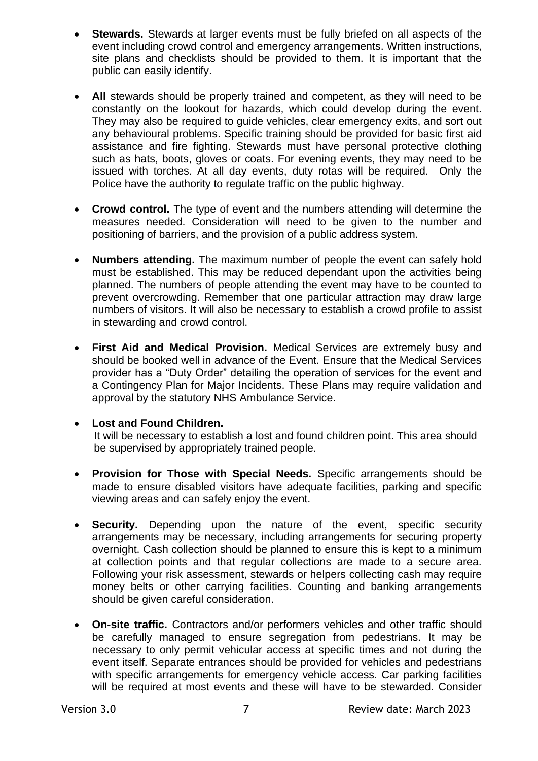- **Stewards.** Stewards at larger events must be fully briefed on all aspects of the event including crowd control and emergency arrangements. Written instructions, site plans and checklists should be provided to them. It is important that the public can easily identify.

- **All** stewards should be properly trained and competent, as they will need to be constantly on the lookout for hazards, which could develop during the event. They may also be required to guide vehicles, clear emergency exits, and sort out any behavioural problems. Specific training should be provided for basic first aid assistance and fire fighting. Stewards must have personal protective clothing such as hats, boots, gloves or coats. For evening events, they may need to be issued with torches. At all day events, duty rotas will be required. Only the Police have the authority to regulate traffic on the public highway.

- **Crowd control.** The type of event and the numbers attending will determine the measures needed. Consideration will need to be given to the number and positioning of barriers, and the provision of a public address system.

- **Numbers attending.** The maximum number of people the event can safely hold must be established. This may be reduced dependant upon the activities being planned. The numbers of people attending the event may have to be counted to prevent overcrowding. Remember that one particular attraction may draw large numbers of visitors. It will also be necessary to establish a crowd profile to assist in stewarding and crowd control.

- **First Aid and Medical Provision.** Medical Services are extremely busy and should be booked well in advance of the Event. Ensure that the Medical Services provider has a "Duty Order" detailing the operation of services for the event and a Contingency Plan for Major Incidents. These Plans may require validation and approval by the statutory NHS Ambulance Service.

- **Lost and Found Children.**
  It will be necessary to establish a lost and found children point. This area should be supervised by appropriately trained people.

- **Provision for Those with Special Needs.** Specific arrangements should be made to ensure disabled visitors have adequate facilities, parking and specific viewing areas and can safely enjoy the event.

- **Security.** Depending upon the nature of the event, specific security arrangements may be necessary, including arrangements for securing property overnight. Cash collection should be planned to ensure this is kept to a minimum at collection points and that regular collections are made to a secure area. Following your risk assessment, stewards or helpers collecting cash may require money belts or other carrying facilities. Counting and banking arrangements should be given careful consideration.

- **On-site traffic.** Contractors and/or performers vehicles and other traffic should be carefully managed to ensure segregation from pedestrians. It may be necessary to only permit vehicular access at specific times and not during the event itself. Separate entrances should be provided for vehicles and pedestrians with specific arrangements for emergency vehicle access. Car parking facilities will be required at most events and these will have to be stewarded. Consider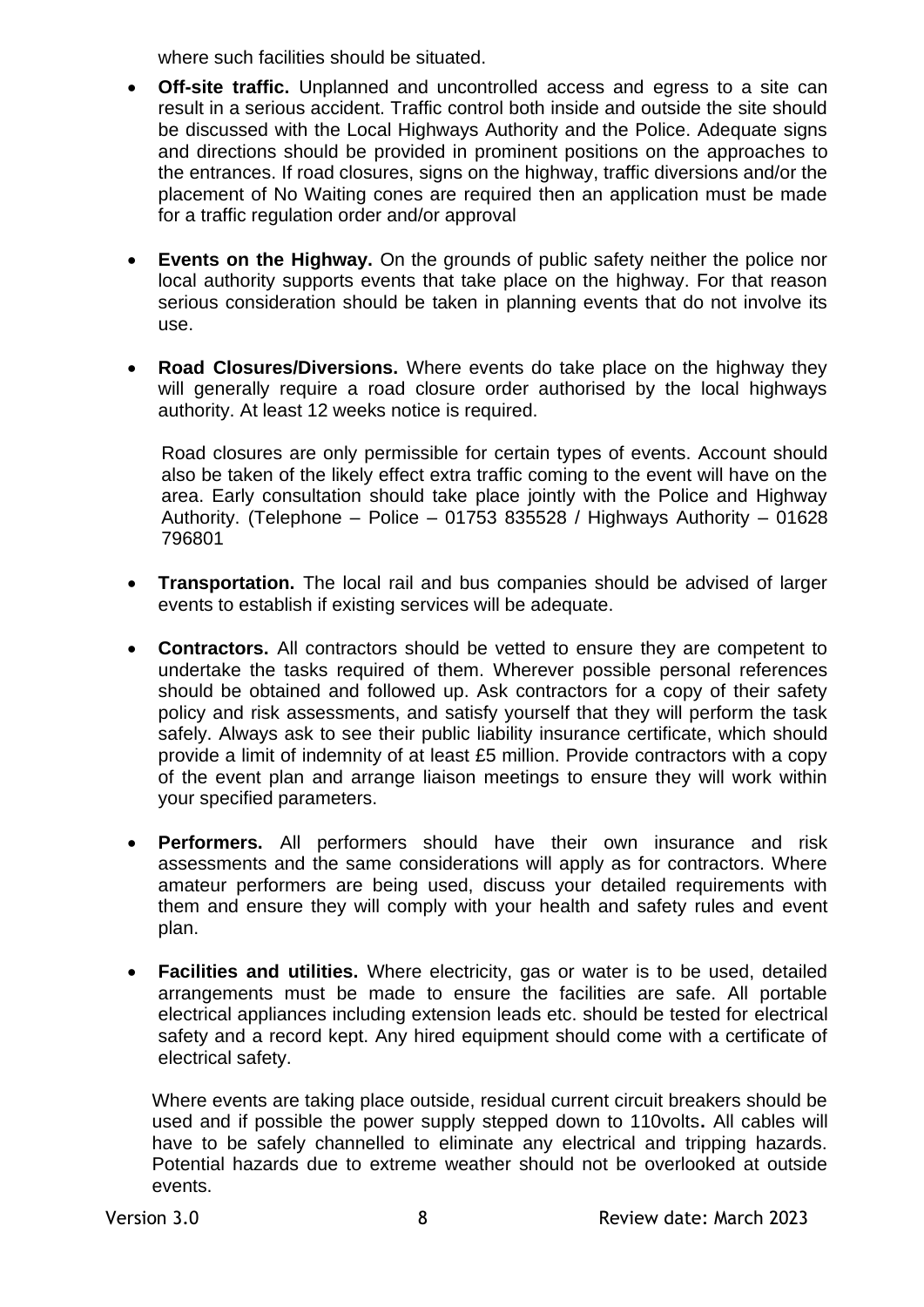where such facilities should be situated.

- **Off-site traffic.** Unplanned and uncontrolled access and egress to a site can result in a serious accident. Traffic control both inside and outside the site should be discussed with the Local Highways Authority and the Police. Adequate signs and directions should be provided in prominent positions on the approaches to the entrances. If road closures, signs on the highway, traffic diversions and/or the placement of No Waiting cones are required then an application must be made for a traffic regulation order and/or approval

- **Events on the Highway.** On the grounds of public safety neither the police nor local authority supports events that take place on the highway. For that reason serious consideration should be taken in planning events that do not involve its use.

- **Road Closures/Diversions.** Where events do take place on the highway they will generally require a road closure order authorised by the local highways authority. At least 12 weeks notice is required.

  Road closures are only permissible for certain types of events. Account should also be taken of the likely effect extra traffic coming to the event will have on the area. Early consultation should take place jointly with the Police and Highway Authority. (Telephone – Police – 01753 835528 / Highways Authority – 01628 796801

- **Transportation.** The local rail and bus companies should be advised of larger events to establish if existing services will be adequate.

- **Contractors.** All contractors should be vetted to ensure they are competent to undertake the tasks required of them. Wherever possible personal references should be obtained and followed up. Ask contractors for a copy of their safety policy and risk assessments, and satisfy yourself that they will perform the task safely. Always ask to see their public liability insurance certificate, which should provide a limit of indemnity of at least £5 million. Provide contractors with a copy of the event plan and arrange liaison meetings to ensure they will work within your specified parameters.

- **Performers.** All performers should have their own insurance and risk assessments and the same considerations will apply as for contractors. Where amateur performers are being used, discuss your detailed requirements with them and ensure they will comply with your health and safety rules and event plan.

- **Facilities and utilities.** Where electricity, gas or water is to be used, detailed arrangements must be made to ensure the facilities are safe. All portable electrical appliances including extension leads etc. should be tested for electrical safety and a record kept. Any hired equipment should come with a certificate of electrical safety.

  Where events are taking place outside, residual current circuit breakers should be used and if possible the power supply stepped down to 110volts**.** All cables will have to be safely channelled to eliminate any electrical and tripping hazards. Potential hazards due to extreme weather should not be overlooked at outside events.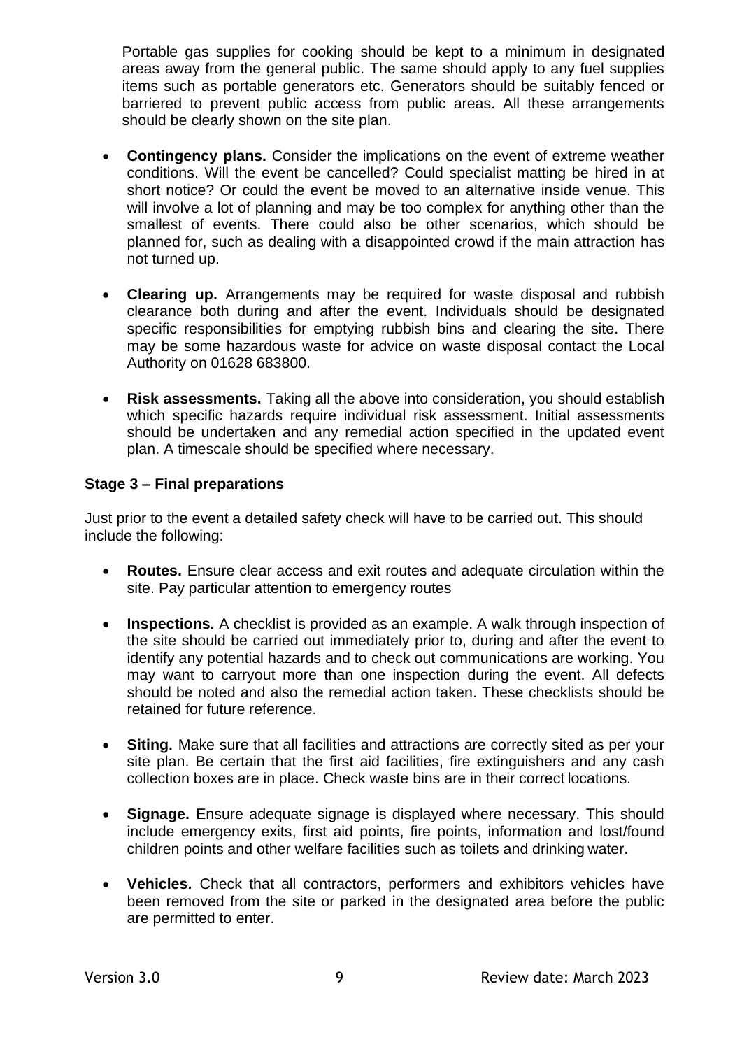Portable gas supplies for cooking should be kept to a minimum in designated areas away from the general public. The same should apply to any fuel supplies items such as portable generators etc. Generators should be suitably fenced or barriered to prevent public access from public areas. All these arrangements should be clearly shown on the site plan.

- **Contingency plans.** Consider the implications on the event of extreme weather conditions. Will the event be cancelled? Could specialist matting be hired in at short notice? Or could the event be moved to an alternative inside venue. This will involve a lot of planning and may be too complex for anything other than the smallest of events. There could also be other scenarios, which should be planned for, such as dealing with a disappointed crowd if the main attraction has not turned up.

- **Clearing up.** Arrangements may be required for waste disposal and rubbish clearance both during and after the event. Individuals should be designated specific responsibilities for emptying rubbish bins and clearing the site. There may be some hazardous waste for advice on waste disposal contact the Local Authority on 01628 683800.

- **Risk assessments.** Taking all the above into consideration, you should establish which specific hazards require individual risk assessment. Initial assessments should be undertaken and any remedial action specified in the updated event plan. A timescale should be specified where necessary.

### Stage 3 – Final preparations

Just prior to the event a detailed safety check will have to be carried out. This should include the following:

- **Routes.** Ensure clear access and exit routes and adequate circulation within the site. Pay particular attention to emergency routes

- **Inspections.** A checklist is provided as an example. A walk through inspection of the site should be carried out immediately prior to, during and after the event to identify any potential hazards and to check out communications are working. You may want to carryout more than one inspection during the event. All defects should be noted and also the remedial action taken. These checklists should be retained for future reference.

- **Siting.** Make sure that all facilities and attractions are correctly sited as per your site plan. Be certain that the first aid facilities, fire extinguishers and any cash collection boxes are in place. Check waste bins are in their correct locations.

- **Signage.** Ensure adequate signage is displayed where necessary. This should include emergency exits, first aid points, fire points, information and lost/found children points and other welfare facilities such as toilets and drinking water.

- **Vehicles.** Check that all contractors, performers and exhibitors vehicles have been removed from the site or parked in the designated area before the public are permitted to enter.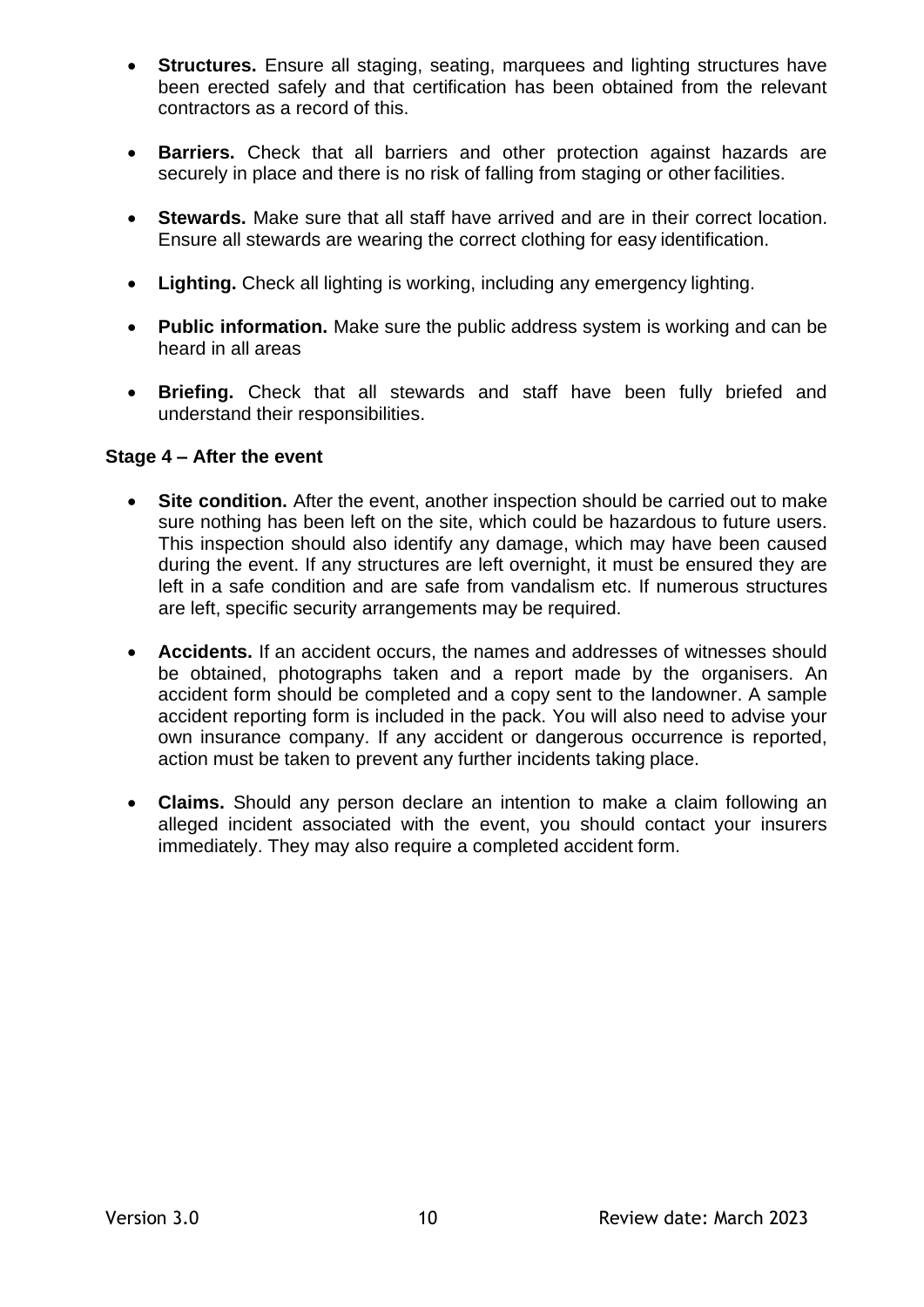- **Structures.** Ensure all staging, seating, marquees and lighting structures have been erected safely and that certification has been obtained from the relevant contractors as a record of this.

- **Barriers.** Check that all barriers and other protection against hazards are securely in place and there is no risk of falling from staging or other facilities.

- **Stewards.** Make sure that all staff have arrived and are in their correct location. Ensure all stewards are wearing the correct clothing for easy identification.

- **Lighting.** Check all lighting is working, including any emergency lighting.

- **Public information.** Make sure the public address system is working and can be heard in all areas

- **Briefing.** Check that all stewards and staff have been fully briefed and understand their responsibilities.

**Stage 4 – After the event**

- **Site condition.** After the event, another inspection should be carried out to make sure nothing has been left on the site, which could be hazardous to future users. This inspection should also identify any damage, which may have been caused during the event. If any structures are left overnight, it must be ensured they are left in a safe condition and are safe from vandalism etc. If numerous structures are left, specific security arrangements may be required.

- **Accidents.** If an accident occurs, the names and addresses of witnesses should be obtained, photographs taken and a report made by the organisers. An accident form should be completed and a copy sent to the landowner. A sample accident reporting form is included in the pack. You will also need to advise your own insurance company. If any accident or dangerous occurrence is reported, action must be taken to prevent any further incidents taking place.

- **Claims.** Should any person declare an intention to make a claim following an alleged incident associated with the event, you should contact your insurers immediately. They may also require a completed accident form.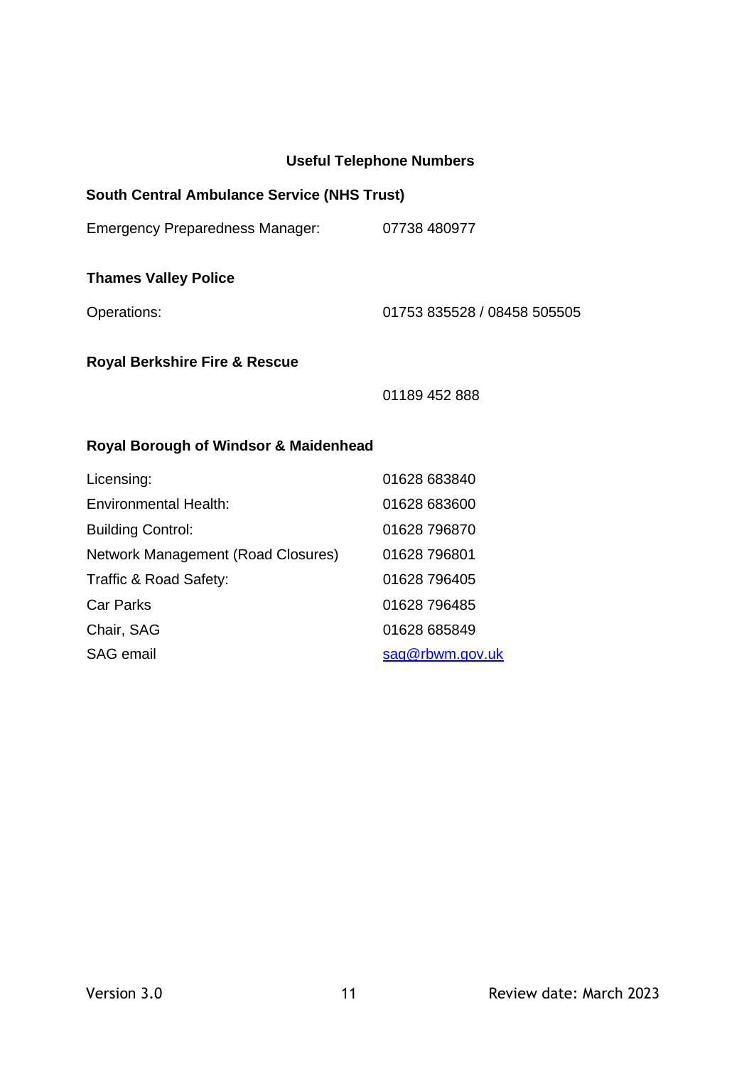## Useful Telephone Numbers

**South Central Ambulance Service (NHS Trust)**

| | |
|---|---|
| Emergency Preparedness Manager: | 07738 480977 |

**Thames Valley Police**

| | |
|---|---|
| Operations: | 01753 835528 / 08458 505505 |

**Royal Berkshire Fire & Rescue**

| | |
|---|---|
| | 01189 452 888 |

**Royal Borough of Windsor & Maidenhead**

| | |
|---|---|
| Licensing: | 01628 683840 |
| Environmental Health: | 01628 683600 |
| Building Control: | 01628 796870 |
| Network Management (Road Closures) | 01628 796801 |
| Traffic & Road Safety: | 01628 796405 |
| Car Parks | 01628 796485 |
| Chair, SAG | 01628 685849 |
| SAG email | sag@rbwm.gov.uk |

Version 3.0 Review date: March 2023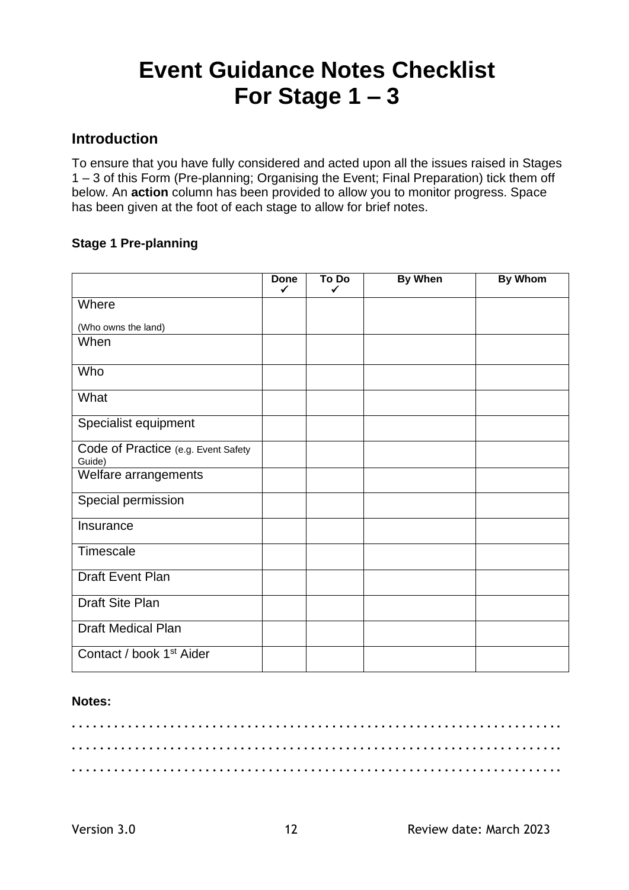# Event Guidance Notes Checklist For Stage 1 – 3

## Introduction

To ensure that you have fully considered and acted upon all the issues raised in Stages 1 – 3 of this Form (Pre-planning; Organising the Event; Final Preparation) tick them off below. An **action** column has been provided to allow you to monitor progress. Space has been given at the foot of each stage to allow for brief notes.

**Stage 1 Pre-planning**

| | Done ✓ | To Do ✓ | By When | By Whom |
|---|---|---|---|---|
| Where (Who owns the land) | | | | |
| When | | | | |
| Who | | | | |
| What | | | | |
| Specialist equipment | | | | |
| Code of Practice (e.g. Event Safety Guide) | | | | |
| Welfare arrangements | | | | |
| Special permission | | | | |
| Insurance | | | | |
| Timescale | | | | |
| Draft Event Plan | | | | |
| Draft Site Plan | | | | |
| Draft Medical Plan | | | | |
| Contact / book 1st Aider | | | | |

**Notes:**

. . . . . . . . . . . . . . . . . . . . . . . . . . . . . . . . . . . . . . . . . . . . . . . . . . . . . . . . . . . . . . . .

. . . . . . . . . . . . . . . . . . . . . . . . . . . . . . . . . . . . . . . . . . . . . . . . . . . . . . . . . . . . . . . .

. . . . . . . . . . . . . . . . . . . . . . . . . . . . . . . . . . . . . . . . . . . . . . . . . . . . . . . . . . . . . . . .

Version 3.0 Review date: March 2023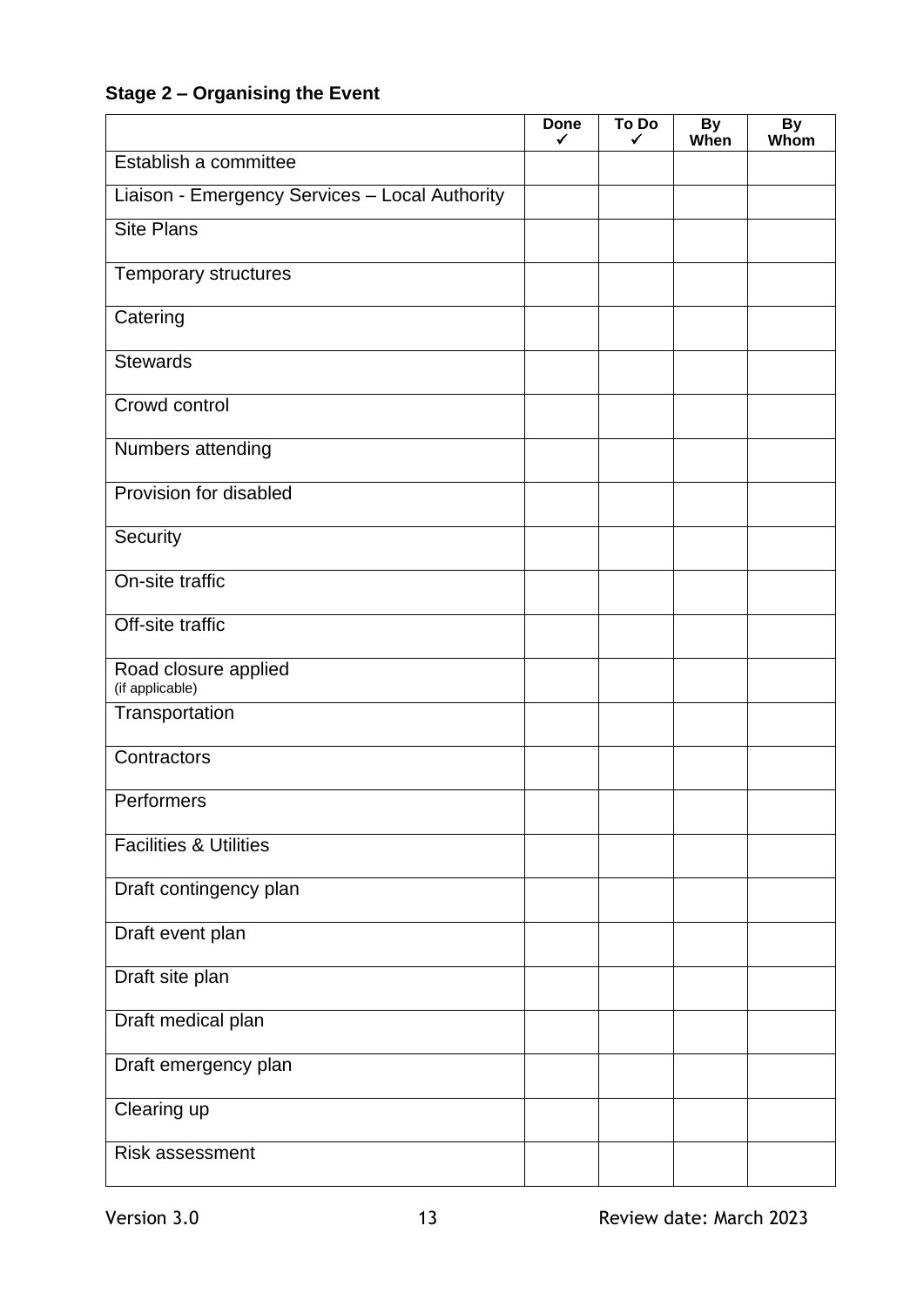### Stage 2 – Organising the Event

| | Done ✓ | To Do ✓ | By When | By Whom |
|---|---|---|---|---|
| Establish a committee | | | | |
| Liaison - Emergency Services – Local Authority | | | | |
| Site Plans | | | | |
| Temporary structures | | | | |
| Catering | | | | |
| Stewards | | | | |
| Crowd control | | | | |
| Numbers attending | | | | |
| Provision for disabled | | | | |
| Security | | | | |
| On-site traffic | | | | |
| Off-site traffic | | | | |
| Road closure applied (if applicable) | | | | |
| Transportation | | | | |
| Contractors | | | | |
| Performers | | | | |
| Facilities & Utilities | | | | |
| Draft contingency plan | | | | |
| Draft event plan | | | | |
| Draft site plan | | | | |
| Draft medical plan | | | | |
| Draft emergency plan | | | | |
| Clearing up | | | | |
| Risk assessment | | | | |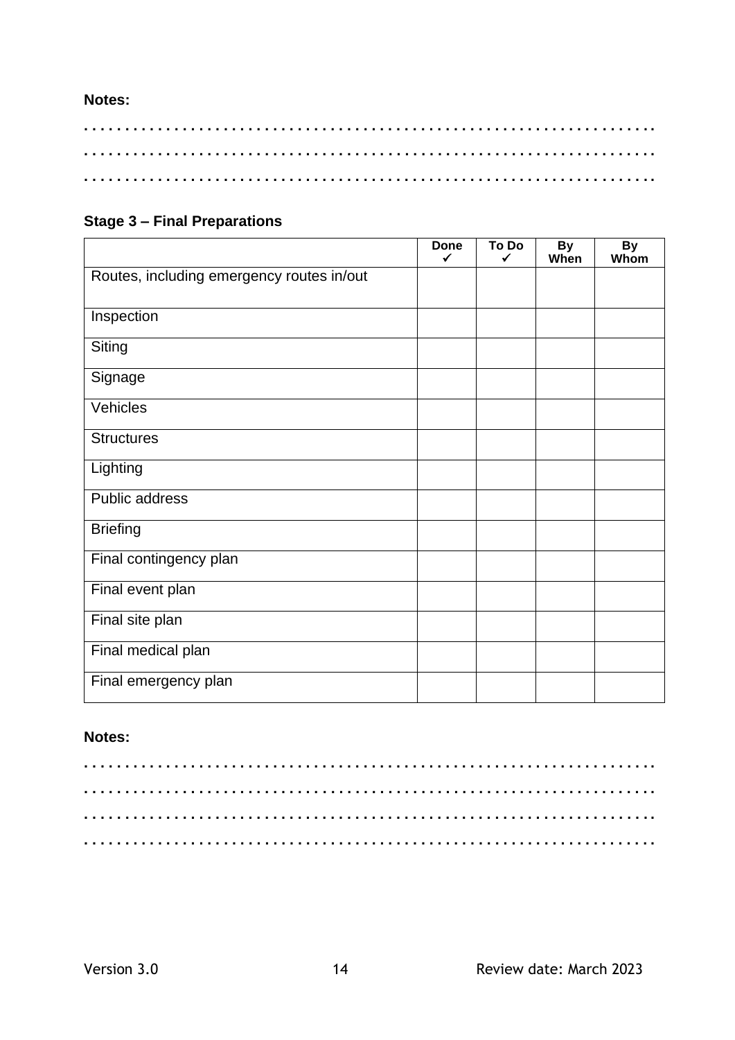**Notes:**

. . . . . . . . . . . . . . . . . . . . . . . . . . . . . . . . . . . . . . . . . . . . . . . . . . . . . . . . . . . . . . . .

. . . . . . . . . . . . . . . . . . . . . . . . . . . . . . . . . . . . . . . . . . . . . . . . . . . . . . . . . . . . . . . .

. . . . . . . . . . . . . . . . . . . . . . . . . . . . . . . . . . . . . . . . . . . . . . . . . . . . . . . . . . . . . . . .

**Stage 3 – Final Preparations**

| | Done ✓ | To Do ✓ | By When | By Whom |
|---|---|---|---|---|
| Routes, including emergency routes in/out | | | | |
| Inspection | | | | |
| Siting | | | | |
| Signage | | | | |
| Vehicles | | | | |
| Structures | | | | |
| Lighting | | | | |
| Public address | | | | |
| Briefing | | | | |
| Final contingency plan | | | | |
| Final event plan | | | | |
| Final site plan | | | | |
| Final medical plan | | | | |
| Final emergency plan | | | | |

**Notes:**

. . . . . . . . . . . . . . . . . . . . . . . . . . . . . . . . . . . . . . . . . . . . . . . . . . . . . . . . . . . . . . . .

. . . . . . . . . . . . . . . . . . . . . . . . . . . . . . . . . . . . . . . . . . . . . . . . . . . . . . . . . . . . . . . .

. . . . . . . . . . . . . . . . . . . . . . . . . . . . . . . . . . . . . . . . . . . . . . . . . . . . . . . . . . . . . . . .

. . . . . . . . . . . . . . . . . . . . . . . . . . . . . . . . . . . . . . . . . . . . . . . . . . . . . . . . . . . . . . . .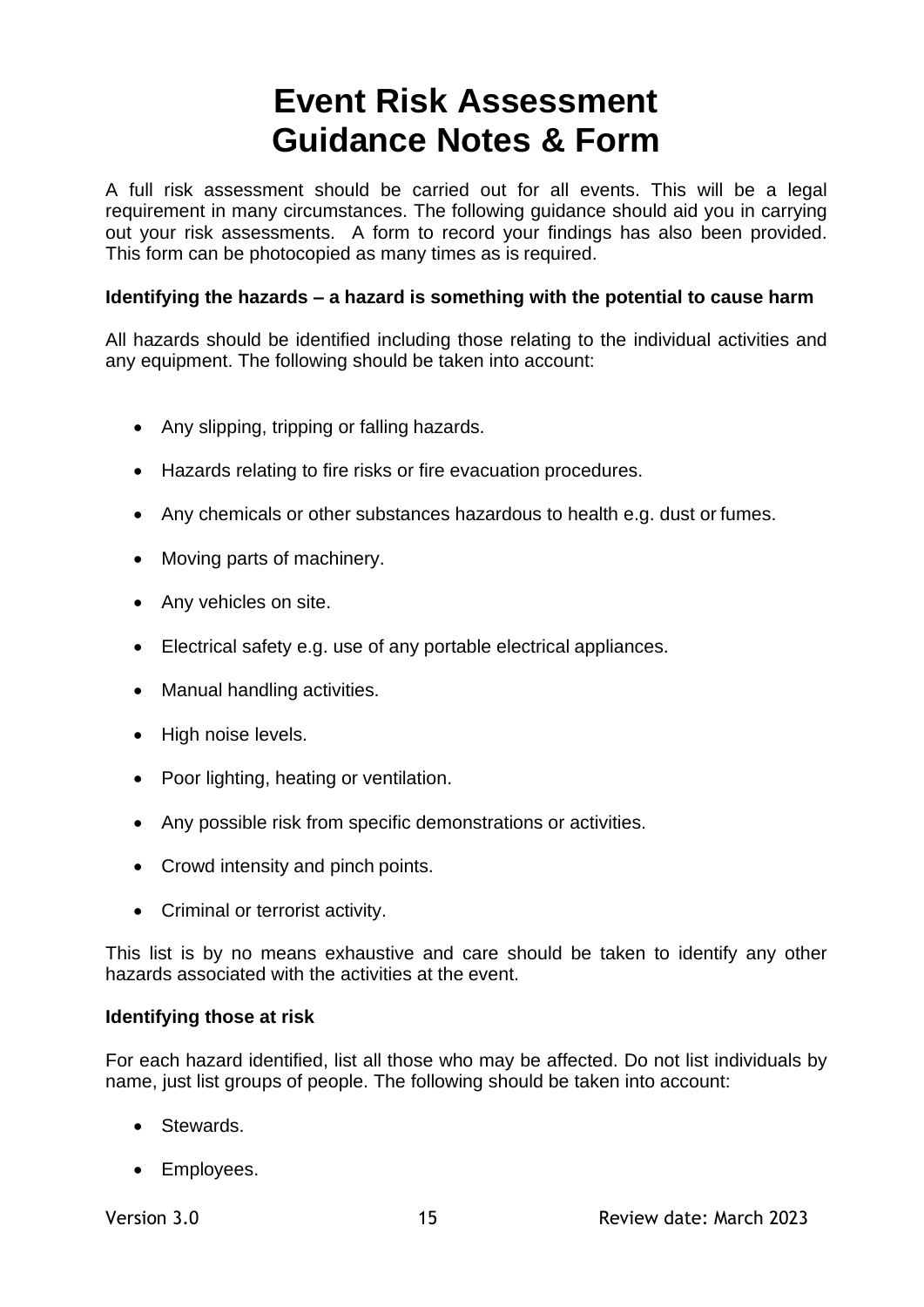# Event Risk Assessment
# Guidance Notes & Form

A full risk assessment should be carried out for all events. This will be a legal requirement in many circumstances. The following guidance should aid you in carrying out your risk assessments. A form to record your findings has also been provided. This form can be photocopied as many times as is required.

**Identifying the hazards – a hazard is something with the potential to cause harm**

All hazards should be identified including those relating to the individual activities and any equipment. The following should be taken into account:

- Any slipping, tripping or falling hazards.
- Hazards relating to fire risks or fire evacuation procedures.
- Any chemicals or other substances hazardous to health e.g. dust or fumes.
- Moving parts of machinery.
- Any vehicles on site.
- Electrical safety e.g. use of any portable electrical appliances.
- Manual handling activities.
- High noise levels.
- Poor lighting, heating or ventilation.
- Any possible risk from specific demonstrations or activities.
- Crowd intensity and pinch points.
- Criminal or terrorist activity.

This list is by no means exhaustive and care should be taken to identify any other hazards associated with the activities at the event.

**Identifying those at risk**

For each hazard identified, list all those who may be affected. Do not list individuals by name, just list groups of people. The following should be taken into account:

- Stewards.
- Employees.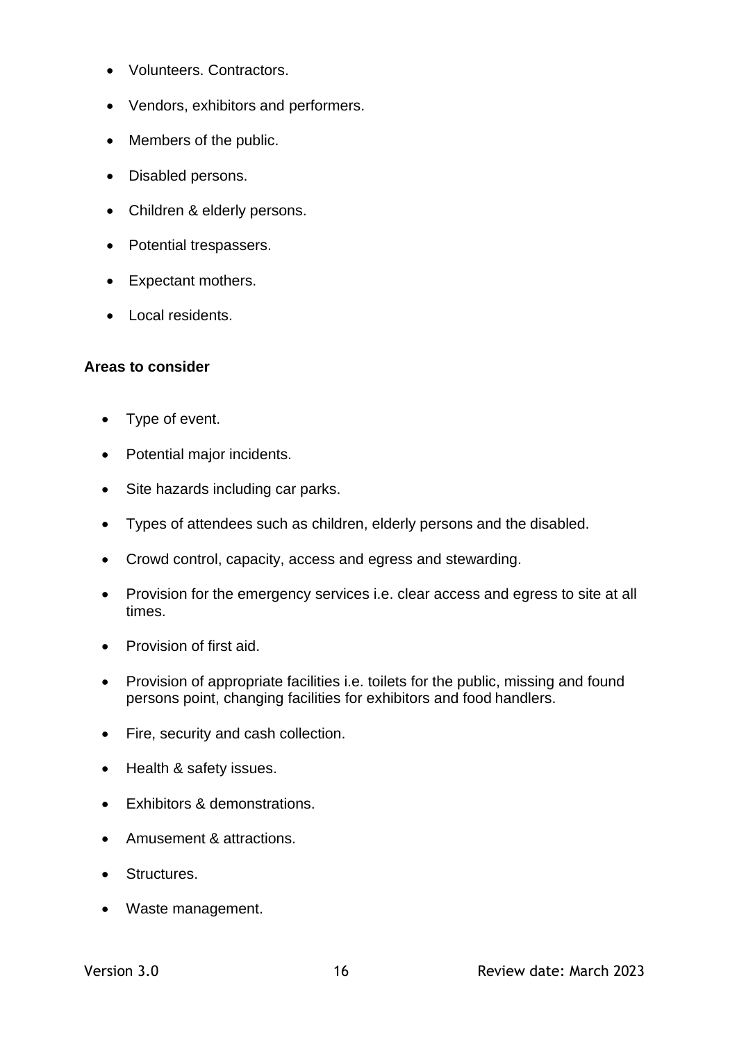- Volunteers. Contractors.
- Vendors, exhibitors and performers.
- Members of the public.
- Disabled persons.
- Children & elderly persons.
- Potential trespassers.
- Expectant mothers.
- Local residents.

**Areas to consider**

- Type of event.
- Potential major incidents.
- Site hazards including car parks.
- Types of attendees such as children, elderly persons and the disabled.
- Crowd control, capacity, access and egress and stewarding.
- Provision for the emergency services i.e. clear access and egress to site at all times.
- Provision of first aid.
- Provision of appropriate facilities i.e. toilets for the public, missing and found persons point, changing facilities for exhibitors and food handlers.
- Fire, security and cash collection.
- Health & safety issues.
- Exhibitors & demonstrations.
- Amusement & attractions.
- Structures.
- Waste management.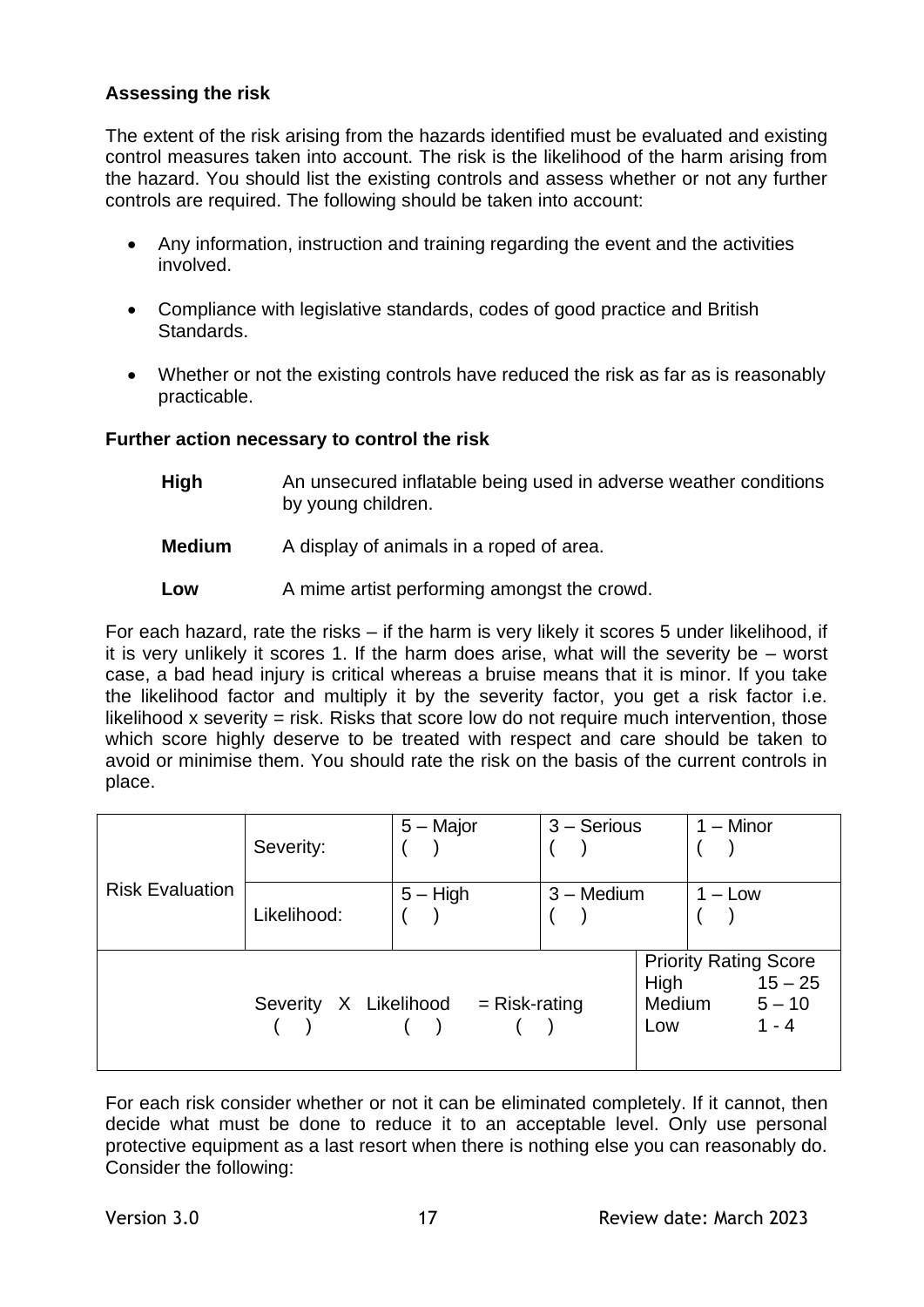**Assessing the risk**

The extent of the risk arising from the hazards identified must be evaluated and existing control measures taken into account. The risk is the likelihood of the harm arising from the hazard. You should list the existing controls and assess whether or not any further controls are required. The following should be taken into account:

- Any information, instruction and training regarding the event and the activities involved.
- Compliance with legislative standards, codes of good practice and British Standards.
- Whether or not the existing controls have reduced the risk as far as is reasonably practicable.

**Further action necessary to control the risk**

**High** An unsecured inflatable being used in adverse weather conditions by young children.

**Medium** A display of animals in a roped of area.

**Low** A mime artist performing amongst the crowd.

For each hazard, rate the risks – if the harm is very likely it scores 5 under likelihood, if it is very unlikely it scores 1. If the harm does arise, what will the severity be – worst case, a bad head injury is critical whereas a bruise means that it is minor. If you take the likelihood factor and multiply it by the severity factor, you get a risk factor i.e. likelihood x severity = risk. Risks that score low do not require much intervention, those which score highly deserve to be treated with respect and care should be taken to avoid or minimise them. You should rate the risk on the basis of the current controls in place.

| Risk Evaluation | Severity: | 5 – Major ( ) | 3 – Serious ( ) | 1 – Minor ( ) |
|---|---|---|---|---|
| | Likelihood: | 5 – High ( ) | 3 – Medium ( ) | 1 – Low ( ) |
| Severity X Likelihood = Risk-rating<br>( ) ( ) ( ) | | | | Priority Rating Score<br>High 15 – 25<br>Medium 5 – 10<br>Low 1 - 4 |

For each risk consider whether or not it can be eliminated completely. If it cannot, then decide what must be done to reduce it to an acceptable level. Only use personal protective equipment as a last resort when there is nothing else you can reasonably do. Consider the following: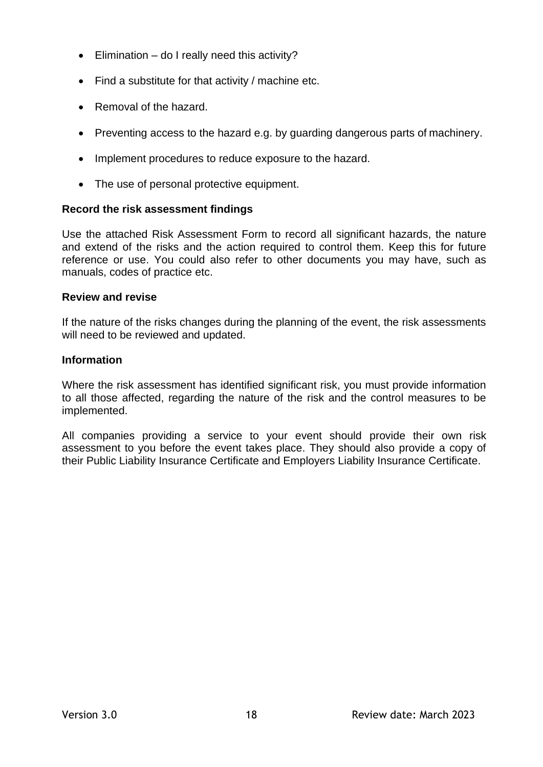- Elimination – do I really need this activity?
- Find a substitute for that activity / machine etc.
- Removal of the hazard.
- Preventing access to the hazard e.g. by guarding dangerous parts of machinery.
- Implement procedures to reduce exposure to the hazard.
- The use of personal protective equipment.

**Record the risk assessment findings**

Use the attached Risk Assessment Form to record all significant hazards, the nature and extend of the risks and the action required to control them. Keep this for future reference or use. You could also refer to other documents you may have, such as manuals, codes of practice etc.

**Review and revise**

If the nature of the risks changes during the planning of the event, the risk assessments will need to be reviewed and updated.

**Information**

Where the risk assessment has identified significant risk, you must provide information to all those affected, regarding the nature of the risk and the control measures to be implemented.

All companies providing a service to your event should provide their own risk assessment to you before the event takes place. They should also provide a copy of their Public Liability Insurance Certificate and Employers Liability Insurance Certificate.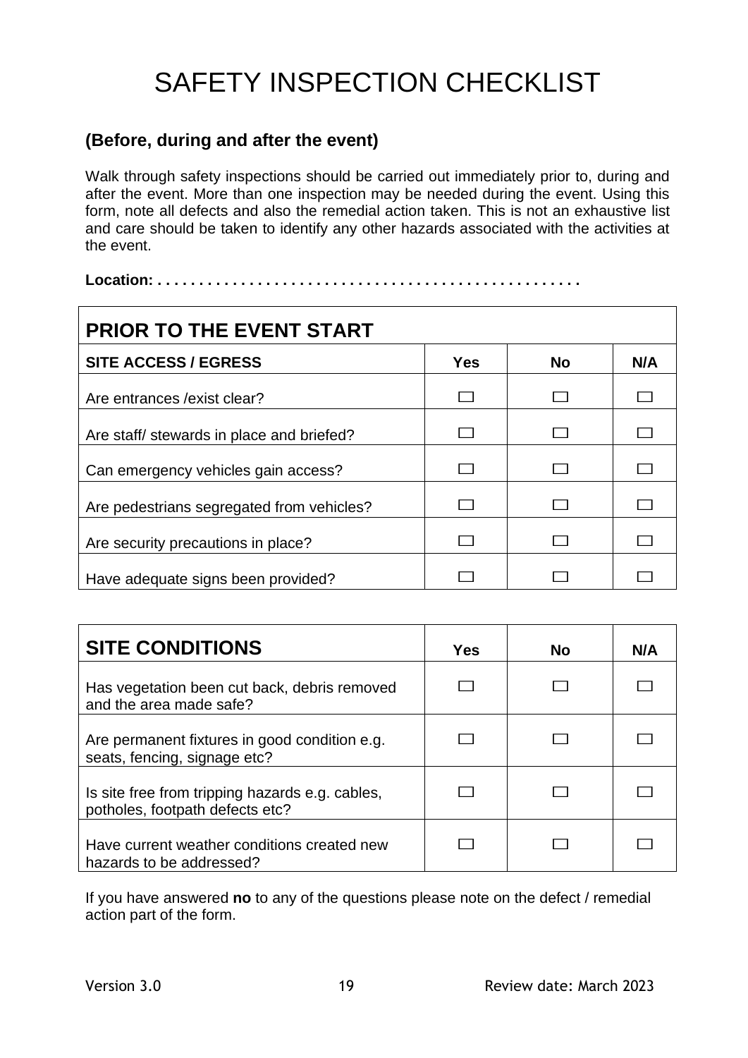# SAFETY INSPECTION CHECKLIST

### (Before, during and after the event)

Walk through safety inspections should be carried out immediately prior to, during and after the event. More than one inspection may be needed during the event. Using this form, note all defects and also the remedial action taken. This is not an exhaustive list and care should be taken to identify any other hazards associated with the activities at the event.

**Location: . . . . . . . . . . . . . . . . . . . . . . . . . . . . . . . . . . . . . . . . . . . . . . . . . .**

## PRIOR TO THE EVENT START

| SITE ACCESS / EGRESS | Yes | No | N/A |
|---|---|---|---|
| Are entrances /exist clear? | ☐ | ☐ | ☐ |
| Are staff/ stewards in place and briefed? | ☐ | ☐ | ☐ |
| Can emergency vehicles gain access? | ☐ | ☐ | ☐ |
| Are pedestrians segregated from vehicles? | ☐ | ☐ | ☐ |
| Are security precautions in place? | ☐ | ☐ | ☐ |
| Have adequate signs been provided? | ☐ | ☐ | ☐ |

| SITE CONDITIONS | Yes | No | N/A |
|---|---|---|---|
| Has vegetation been cut back, debris removed and the area made safe? | ☐ | ☐ | ☐ |
| Are permanent fixtures in good condition e.g. seats, fencing, signage etc? | ☐ | ☐ | ☐ |
| Is site free from tripping hazards e.g. cables, potholes, footpath defects etc? | ☐ | ☐ | ☐ |
| Have current weather conditions created new hazards to be addressed? | ☐ | ☐ | ☐ |

If you have answered **no** to any of the questions please note on the defect / remedial action part of the form.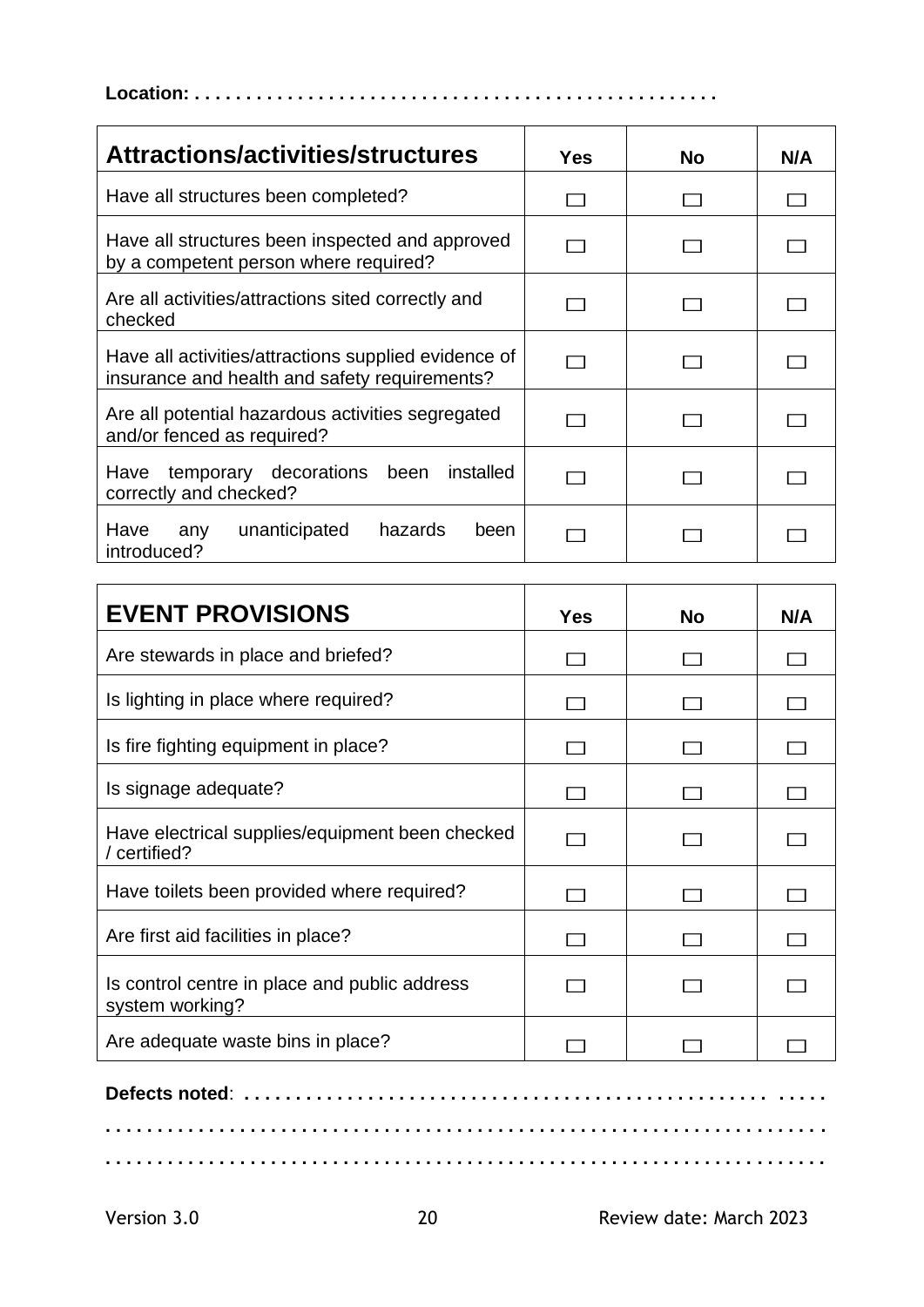**Location:** . . . . . . . . . . . . . . . . . . . . . . . . . . . . . . . . . . . . . . . . . . . . . . . .

| **Attractions/activities/structures** | **Yes** | **No** | **N/A** |
|---|---|---|---|
| Have all structures been completed? | ☐ | ☐ | ☐ |
| Have all structures been inspected and approved by a competent person where required? | ☐ | ☐ | ☐ |
| Are all activities/attractions sited correctly and checked | ☐ | ☐ | ☐ |
| Have all activities/attractions supplied evidence of insurance and health and safety requirements? | ☐ | ☐ | ☐ |
| Are all potential hazardous activities segregated and/or fenced as required? | ☐ | ☐ | ☐ |
| Have temporary decorations been installed correctly and checked? | ☐ | ☐ | ☐ |
| Have any unanticipated hazards been introduced? | ☐ | ☐ | ☐ |

| **EVENT PROVISIONS** | **Yes** | **No** | **N/A** |
|---|---|---|---|
| Are stewards in place and briefed? | ☐ | ☐ | ☐ |
| Is lighting in place where required? | ☐ | ☐ | ☐ |
| Is fire fighting equipment in place? | ☐ | ☐ | ☐ |
| Is signage adequate? | ☐ | ☐ | ☐ |
| Have electrical supplies/equipment been checked / certified? | ☐ | ☐ | ☐ |
| Have toilets been provided where required? | ☐ | ☐ | ☐ |
| Are first aid facilities in place? | ☐ | ☐ | ☐ |
| Is control centre in place and public address system working? | ☐ | ☐ | ☐ |
| Are adequate waste bins in place? | ☐ | ☐ | ☐ |

**Defects noted**: . . . . . . . . . . . . . . . . . . . . . . . . . . . . . . . . . . . . . . . . . . . . . . . . . . . . .
. . . . . . . . . . . . . . . . . . . . . . . . . . . . . . . . . . . . . . . . . . . . . . . . . . . . . . . . . . . . . . . . .
. . . . . . . . . . . . . . . . . . . . . . . . . . . . . . . . . . . . . . . . . . . . . . . . . . . . . . . . . . . . . . . . .

Version 3.0 Review date: March 2023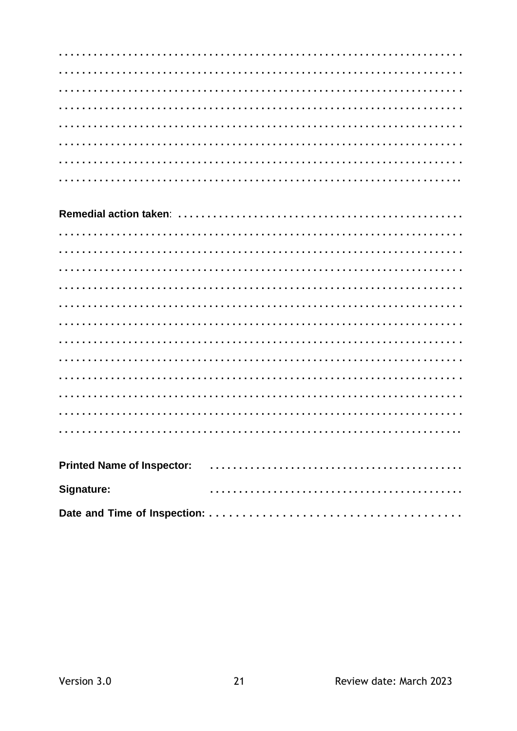. . . . . . . . . . . . . . . . . . . . . . . . . . . . . . . . . . . . . . . . . . . . . . . . . . . . . . . . . . . . . . .

. . . . . . . . . . . . . . . . . . . . . . . . . . . . . . . . . . . . . . . . . . . . . . . . . . . . . . . . . . . . . . .

. . . . . . . . . . . . . . . . . . . . . . . . . . . . . . . . . . . . . . . . . . . . . . . . . . . . . . . . . . . . . . .

. . . . . . . . . . . . . . . . . . . . . . . . . . . . . . . . . . . . . . . . . . . . . . . . . . . . . . . . . . . . . . .

. . . . . . . . . . . . . . . . . . . . . . . . . . . . . . . . . . . . . . . . . . . . . . . . . . . . . . . . . . . . . . .

. . . . . . . . . . . . . . . . . . . . . . . . . . . . . . . . . . . . . . . . . . . . . . . . . . . . . . . . . . . . . . .

. . . . . . . . . . . . . . . . . . . . . . . . . . . . . . . . . . . . . . . . . . . . . . . . . . . . . . . . . . . . . . .

. . . . . . . . . . . . . . . . . . . . . . . . . . . . . . . . . . . . . . . . . . . . . . . . . . . . . . . . . . . . . .

**Remedial action taken**: . . . . . . . . . . . . . . . . . . . . . . . . . . . . . . . . . . . . . . . . . . . . . . . .

. . . . . . . . . . . . . . . . . . . . . . . . . . . . . . . . . . . . . . . . . . . . . . . . . . . . . . . . . . . . . . .

. . . . . . . . . . . . . . . . . . . . . . . . . . . . . . . . . . . . . . . . . . . . . . . . . . . . . . . . . . . . . . .

. . . . . . . . . . . . . . . . . . . . . . . . . . . . . . . . . . . . . . . . . . . . . . . . . . . . . . . . . . . . . . .

. . . . . . . . . . . . . . . . . . . . . . . . . . . . . . . . . . . . . . . . . . . . . . . . . . . . . . . . . . . . . . .

. . . . . . . . . . . . . . . . . . . . . . . . . . . . . . . . . . . . . . . . . . . . . . . . . . . . . . . . . . . . . . .

. . . . . . . . . . . . . . . . . . . . . . . . . . . . . . . . . . . . . . . . . . . . . . . . . . . . . . . . . . . . . . .

. . . . . . . . . . . . . . . . . . . . . . . . . . . . . . . . . . . . . . . . . . . . . . . . . . . . . . . . . . . . . . .

. . . . . . . . . . . . . . . . . . . . . . . . . . . . . . . . . . . . . . . . . . . . . . . . . . . . . . . . . . . . . . .

. . . . . . . . . . . . . . . . . . . . . . . . . . . . . . . . . . . . . . . . . . . . . . . . . . . . . . . . . . . . . . .

. . . . . . . . . . . . . . . . . . . . . . . . . . . . . . . . . . . . . . . . . . . . . . . . . . . . . . . . . . . . . . .

. . . . . . . . . . . . . . . . . . . . . . . . . . . . . . . . . . . . . . . . . . . . . . . . . . . . . . . . . . . . . . .

. . . . . . . . . . . . . . . . . . . . . . . . . . . . . . . . . . . . . . . . . . . . . . . . . . . . . . . . . . . . . .

**Printed Name of Inspector:** . . . . . . . . . . . . . . . . . . . . . . . . . . . . . . . . . . . . . . . . . .

**Signature:** . . . . . . . . . . . . . . . . . . . . . . . . . . . . . . . . . . . . . . . . . .

**Date and Time of Inspection:** . . . . . . . . . . . . . . . . . . . . . . . . . . . . . . . . . . . . . . .

Version 3.0 Review date: March 2023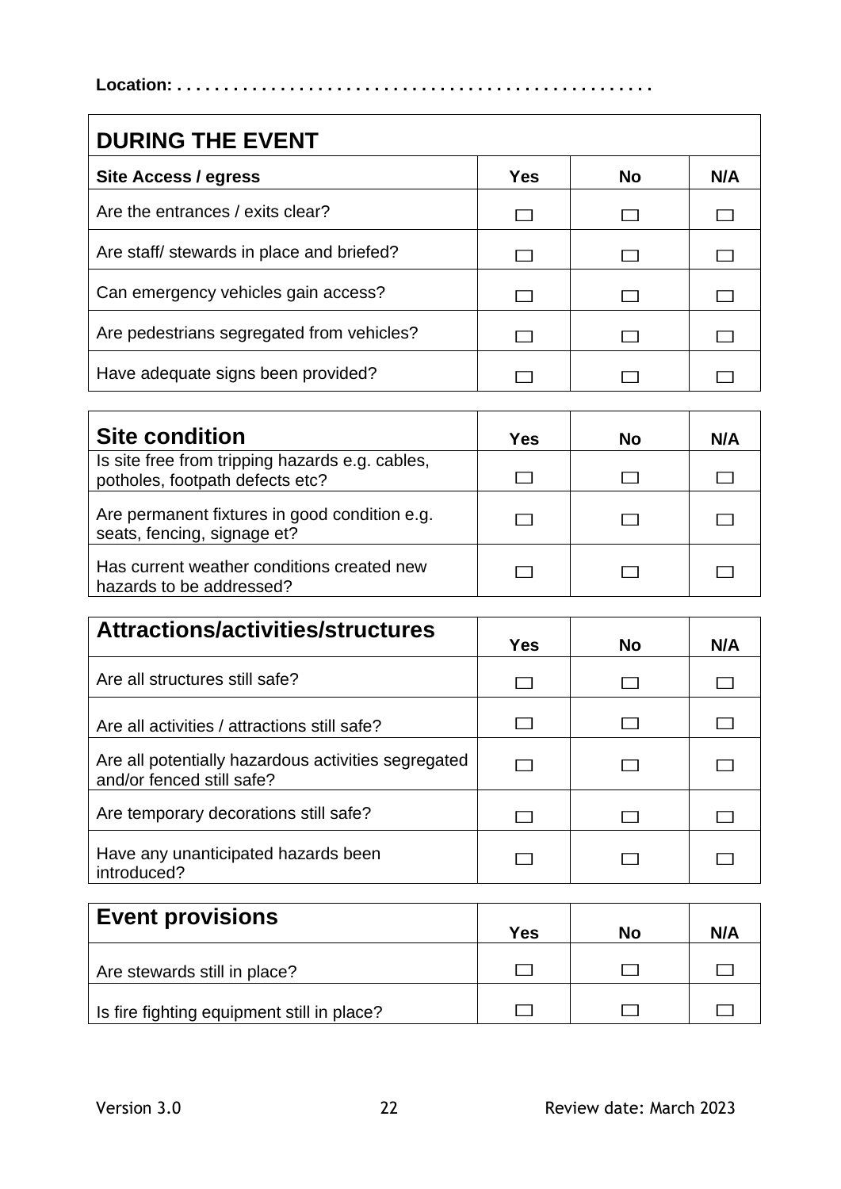**Location:** . . . . . . . . . . . . . . . . . . . . . . . . . . . . . . . . . . . . . . . . . . . . . . . . . .

## DURING THE EVENT

| Site Access / egress | Yes | No | N/A |
|---|---|---|---|
| Are the entrances / exits clear? | ☐ | ☐ | ☐ |
| Are staff/ stewards in place and briefed? | ☐ | ☐ | ☐ |
| Can emergency vehicles gain access? | ☐ | ☐ | ☐ |
| Are pedestrians segregated from vehicles? | ☐ | ☐ | ☐ |
| Have adequate signs been provided? | ☐ | ☐ | ☐ |

| Site condition | Yes | No | N/A |
|---|---|---|---|
| Is site free from tripping hazards e.g. cables, potholes, footpath defects etc? | ☐ | ☐ | ☐ |
| Are permanent fixtures in good condition e.g. seats, fencing, signage et? | ☐ | ☐ | ☐ |
| Has current weather conditions created new hazards to be addressed? | ☐ | ☐ | ☐ |

| Attractions/activities/structures | Yes | No | N/A |
|---|---|---|---|
| Are all structures still safe? | ☐ | ☐ | ☐ |
| Are all activities / attractions still safe? | ☐ | ☐ | ☐ |
| Are all potentially hazardous activities segregated and/or fenced still safe? | ☐ | ☐ | ☐ |
| Are temporary decorations still safe? | ☐ | ☐ | ☐ |
| Have any unanticipated hazards been introduced? | ☐ | ☐ | ☐ |

| Event provisions | Yes | No | N/A |
|---|---|---|---|
| Are stewards still in place? | ☐ | ☐ | ☐ |
| Is fire fighting equipment still in place? | ☐ | ☐ | ☐ |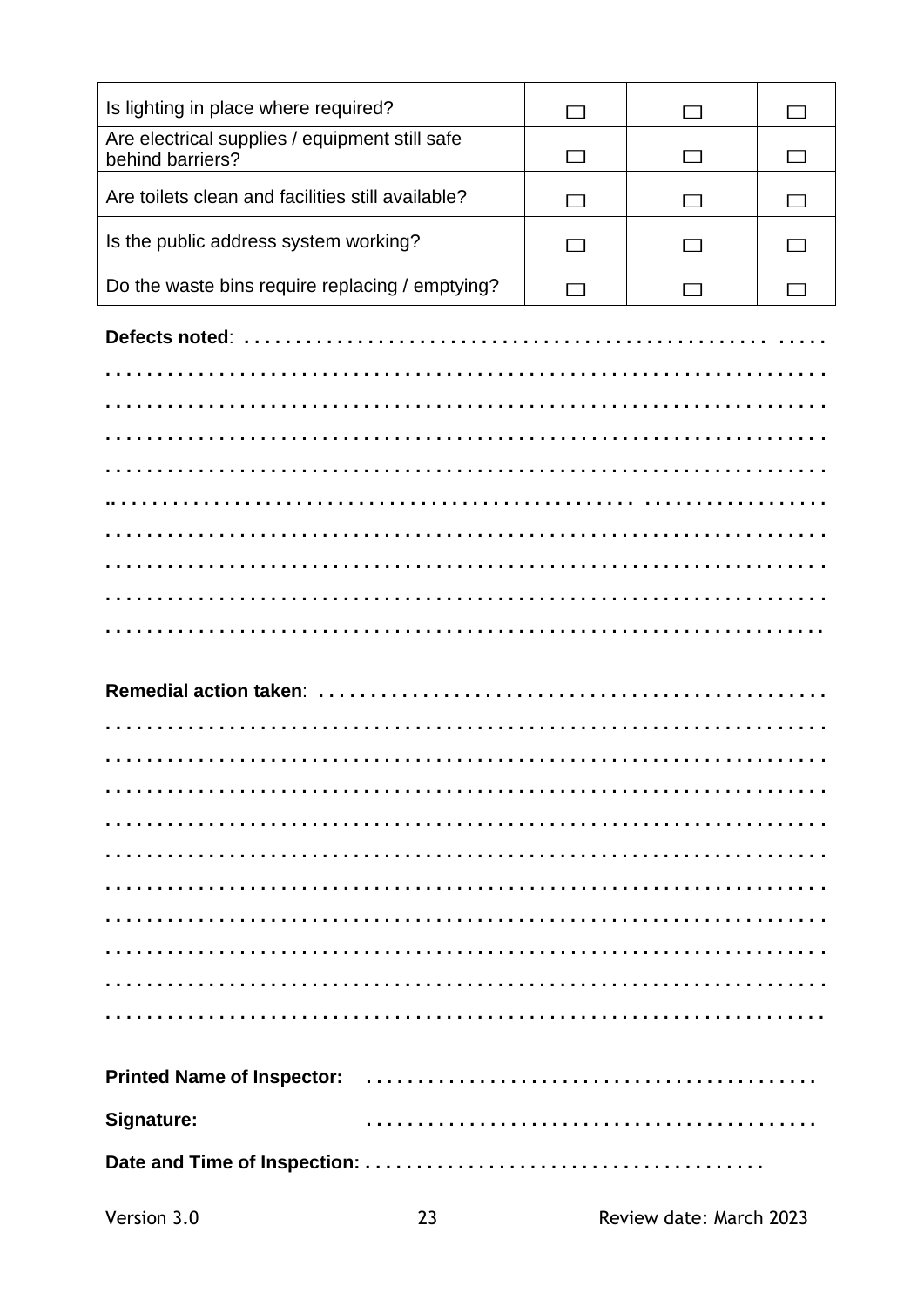| | | | |
|---|---|---|---|
| Is lighting in place where required? | ☐ | ☐ | ☐ |
| Are electrical supplies / equipment still safe behind barriers? | ☐ | ☐ | ☐ |
| Are toilets clean and facilities still available? | ☐ | ☐ | ☐ |
| Is the public address system working? | ☐ | ☐ | ☐ |
| Do the waste bins require replacing / emptying? | ☐ | ☐ | ☐ |

**Defects noted**: . . . . . . . . . . . . . . . . . . . . . . . . . . . . . . . . . . . . . . . . . . . . . . . . . . . . . . . .

. . . . . . . . . . . . . . . . . . . . . . . . . . . . . . . . . . . . . . . . . . . . . . . . . . . . . . . . . . . . . . . . .

. . . . . . . . . . . . . . . . . . . . . . . . . . . . . . . . . . . . . . . . . . . . . . . . . . . . . . . . . . . . . . . . .

. . . . . . . . . . . . . . . . . . . . . . . . . . . . . . . . . . . . . . . . . . . . . . . . . . . . . . . . . . . . . . . . .

. . . . . . . . . . . . . . . . . . . . . . . . . . . . . . . . . . . . . . . . . . . . . . . . . . . . . . . . . . . . . . . . .

. . . . . . . . . . . . . . . . . . . . . . . . . . . . . . . . . . . . . . . . . . . . . . . . . . . . . . . . . . . . . . . . .

. . . . . . . . . . . . . . . . . . . . . . . . . . . . . . . . . . . . . . . . . . . . . . . . . . . . . . . . . . . . . . . . .

. . . . . . . . . . . . . . . . . . . . . . . . . . . . . . . . . . . . . . . . . . . . . . . . . . . . . . . . . . . . . . . . .

. . . . . . . . . . . . . . . . . . . . . . . . . . . . . . . . . . . . . . . . . . . . . . . . . . . . . . . . . . . . . . . . .

. . . . . . . . . . . . . . . . . . . . . . . . . . . . . . . . . . . . . . . . . . . . . . . . . . . . . . . . . . . . . . . .

**Remedial action taken**: . . . . . . . . . . . . . . . . . . . . . . . . . . . . . . . . . . . . . . . . . . . . . . . .

. . . . . . . . . . . . . . . . . . . . . . . . . . . . . . . . . . . . . . . . . . . . . . . . . . . . . . . . . . . . . . . . .

. . . . . . . . . . . . . . . . . . . . . . . . . . . . . . . . . . . . . . . . . . . . . . . . . . . . . . . . . . . . . . . . .

. . . . . . . . . . . . . . . . . . . . . . . . . . . . . . . . . . . . . . . . . . . . . . . . . . . . . . . . . . . . . . . . .

. . . . . . . . . . . . . . . . . . . . . . . . . . . . . . . . . . . . . . . . . . . . . . . . . . . . . . . . . . . . . . . . .

. . . . . . . . . . . . . . . . . . . . . . . . . . . . . . . . . . . . . . . . . . . . . . . . . . . . . . . . . . . . . . . . .

. . . . . . . . . . . . . . . . . . . . . . . . . . . . . . . . . . . . . . . . . . . . . . . . . . . . . . . . . . . . . . . . .

. . . . . . . . . . . . . . . . . . . . . . . . . . . . . . . . . . . . . . . . . . . . . . . . . . . . . . . . . . . . . . . . .

. . . . . . . . . . . . . . . . . . . . . . . . . . . . . . . . . . . . . . . . . . . . . . . . . . . . . . . . . . . . . . . . .

. . . . . . . . . . . . . . . . . . . . . . . . . . . . . . . . . . . . . . . . . . . . . . . . . . . . . . . . . . . . . . . . .

. . . . . . . . . . . . . . . . . . . . . . . . . . . . . . . . . . . . . . . . . . . . . . . . . . . . . . . . . . . . . . . . .

**Printed Name of Inspector:** . . . . . . . . . . . . . . . . . . . . . . . . . . . . . . . . . . . . . . . . . . . .

**Signature:** . . . . . . . . . . . . . . . . . . . . . . . . . . . . . . . . . . . . . . . . . . . .

**Date and Time of Inspection:** . . . . . . . . . . . . . . . . . . . . . . . . . . . . . . . . . . . . . .

Version 3.0 Review date: March 2023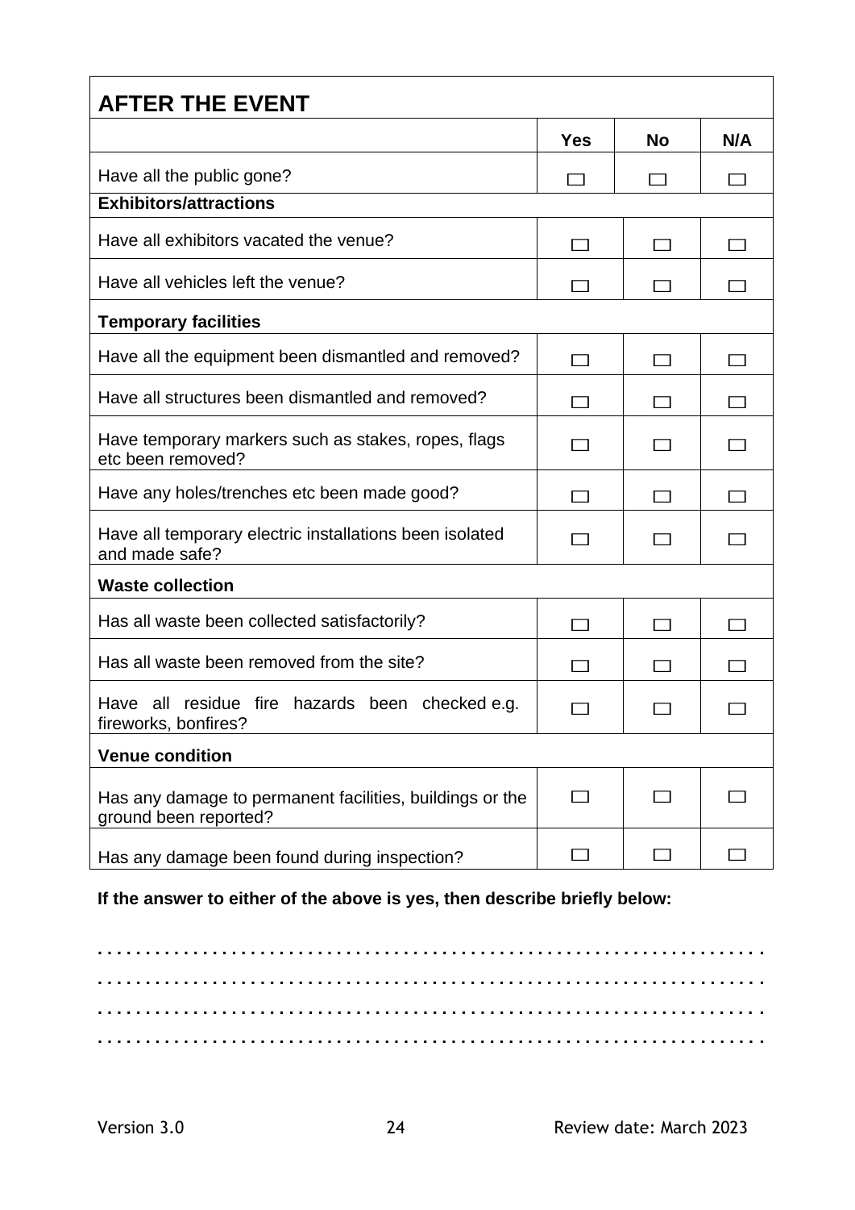| AFTER THE EVENT | | | |
|---|---|---|---|
| | **Yes** | **No** | **N/A** |
| Have all the public gone? | ☐ | ☐ | ☐ |
| **Exhibitors/attractions** | | | |
| Have all exhibitors vacated the venue? | ☐ | ☐ | ☐ |
| Have all vehicles left the venue? | ☐ | ☐ | ☐ |
| **Temporary facilities** | | | |
| Have all the equipment been dismantled and removed? | ☐ | ☐ | ☐ |
| Have all structures been dismantled and removed? | ☐ | ☐ | ☐ |
| Have temporary markers such as stakes, ropes, flags etc been removed? | ☐ | ☐ | ☐ |
| Have any holes/trenches etc been made good? | ☐ | ☐ | ☐ |
| Have all temporary electric installations been isolated and made safe? | ☐ | ☐ | ☐ |
| **Waste collection** | | | |
| Has all waste been collected satisfactorily? | ☐ | ☐ | ☐ |
| Has all waste been removed from the site? | ☐ | ☐ | ☐ |
| Have all residue fire hazards been checked e.g. fireworks, bonfires? | ☐ | ☐ | ☐ |
| **Venue condition** | | | |
| Has any damage to permanent facilities, buildings or the ground been reported? | ☐ | ☐ | ☐ |
| Has any damage been found during inspection? | ☐ | ☐ | ☐ |

**If the answer to either of the above is yes, then describe briefly below:**

.................................................................

.................................................................

.................................................................

.................................................................

Version 3.0 Review date: March 2023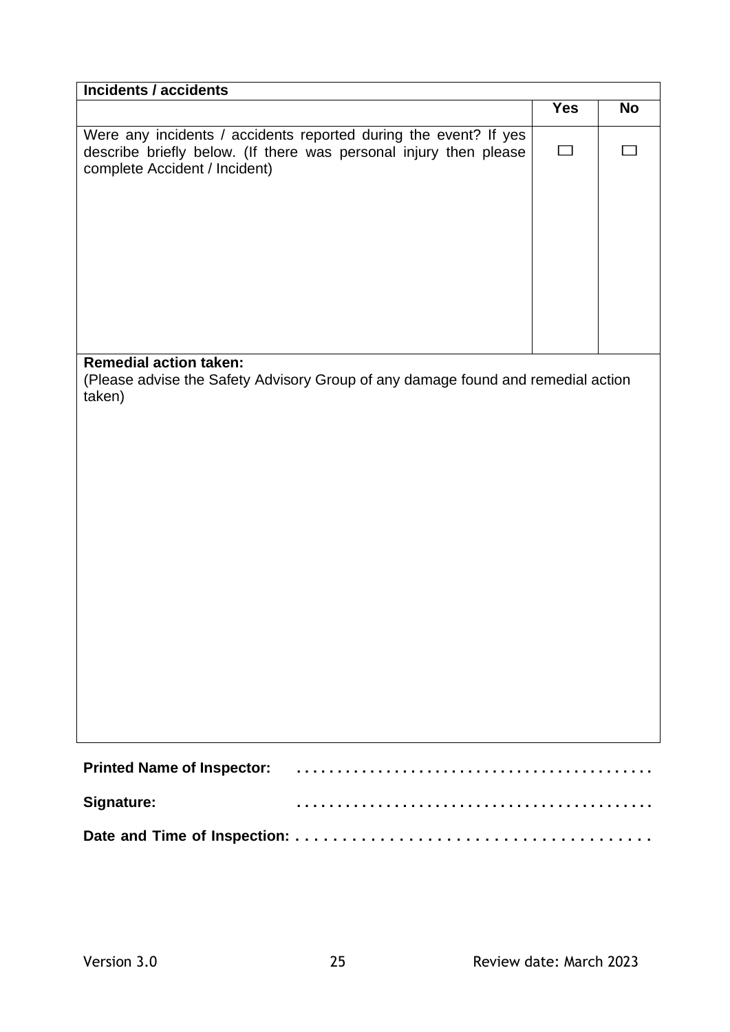| Incidents / accidents | | |
|---|---|---|
| | **Yes** | **No** |
| Were any incidents / accidents reported during the event? If yes describe briefly below. (If there was personal injury then please complete Accident / Incident) | ☐ | ☐ |
| **Remedial action taken:**<br>(Please advise the Safety Advisory Group of any damage found and remedial action taken) | | |

**Printed Name of Inspector:** . . . . . . . . . . . . . . . . . . . . . . . . . . . . . . . . . . . . . . . . . .

**Signature:** . . . . . . . . . . . . . . . . . . . . . . . . . . . . . . . . . . . . . . . . . .

**Date and Time of Inspection:** . . . . . . . . . . . . . . . . . . . . . . . . . . . . . . . . . . . . . . .

Version 3.0 Review date: March 2023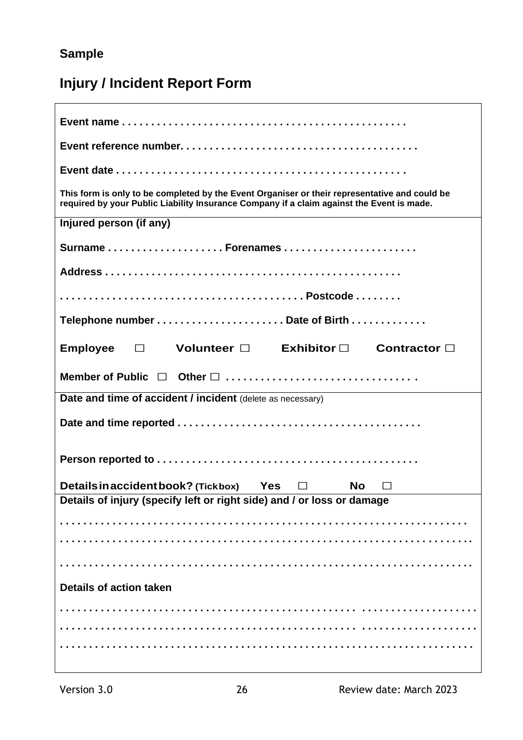**Sample**

# Injury / Incident Report Form

**Event name . . . . . . . . . . . . . . . . . . . . . . . . . . . . . . . . . . . . . . . . . . . . . . . .**

**Event reference number. . . . . . . . . . . . . . . . . . . . . . . . . . . . . . . . . . . . . . . . .**

**Event date . . . . . . . . . . . . . . . . . . . . . . . . . . . . . . . . . . . . . . . . . . . . . . . . .**

**This form is only to be completed by the Event Organiser or their representative and could be required by your Public Liability Insurance Company if a claim against the Event is made.**

---

**Injured person (if any)**

**Surname . . . . . . . . . . . . . . . . . . . . Forenames . . . . . . . . . . . . . . . . . . . . . . .**

**Address . . . . . . . . . . . . . . . . . . . . . . . . . . . . . . . . . . . . . . . . . . . . . . . . . . .**

**. . . . . . . . . . . . . . . . . . . . . . . . . . . . . . . . . . . . . . . . Postcode . . . . . . . .**

**Telephone number . . . . . . . . . . . . . . . . . . . . . . Date of Birth . . . . . . . . . . . . .**

**Employee ☐ Volunteer ☐ Exhibitor ☐ Contractor ☐**

**Member of Public ☐ Other ☐ . . . . . . . . . . . . . . . . . . . . . . . . . . . . . . . . .**

---

**Date and time of accident / incident** (delete as necessary)

**Date and time reported . . . . . . . . . . . . . . . . . . . . . . . . . . . . . . . . . . . . . . . . . .**

**Person reported to . . . . . . . . . . . . . . . . . . . . . . . . . . . . . . . . . . . . . . . . . . . . .**

**Details in accident book? (Tick box) Yes ☐ No ☐**

---

**Details of injury (specify left or right side) and / or loss or damage**

. . . . . . . . . . . . . . . . . . . . . . . . . . . . . . . . . . . . . . . . . . . . . . . . . . . . . . . . . . . . . . .

. . . . . . . . . . . . . . . . . . . . . . . . . . . . . . . . . . . . . . . . . . . . . . . . . . . . . . . . . . . . . . .

. . . . . . . . . . . . . . . . . . . . . . . . . . . . . . . . . . . . . . . . . . . . . . . . . . . . . . . . . . . . . . .

**Details of action taken**

. . . . . . . . . . . . . . . . . . . . . . . . . . . . . . . . . . . . . . . . . . . . . . . . . . . . . . . . . . . . . . .

. . . . . . . . . . . . . . . . . . . . . . . . . . . . . . . . . . . . . . . . . . . . . . . . . . . . . . . . . . . . . . .

. . . . . . . . . . . . . . . . . . . . . . . . . . . . . . . . . . . . . . . . . . . . . . . . . . . . . . . . . . . . . . .

Version 3.0 Review date: March 2023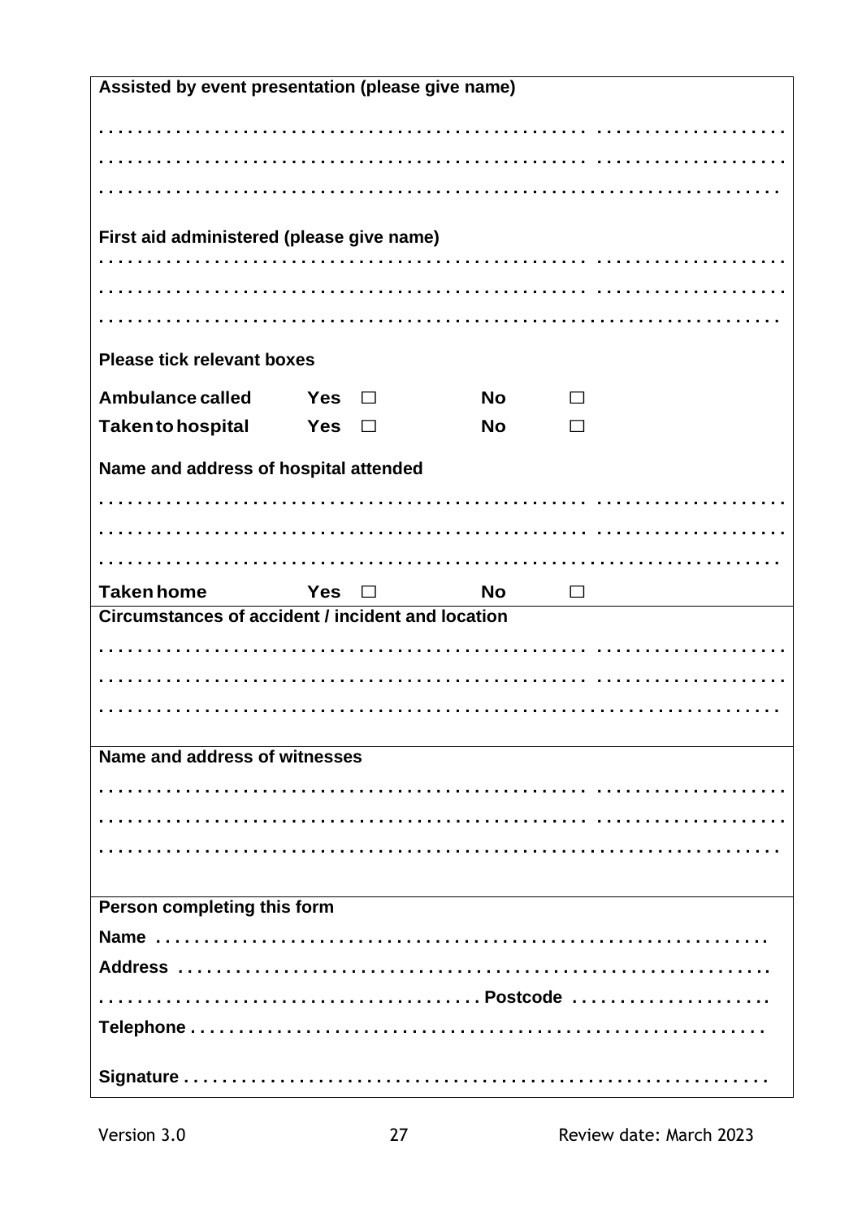**Assisted by event presentation (please give name)**

. . . . . . . . . . . . . . . . . . . . . . . . . . . . . . . . . . . . . . . . . . . . . . . . . . . . . . . . . . . . . . . . .

. . . . . . . . . . . . . . . . . . . . . . . . . . . . . . . . . . . . . . . . . . . . . . . . . . . . . . . . . . . . . . . . .

. . . . . . . . . . . . . . . . . . . . . . . . . . . . . . . . . . . . . . . . . . . . . . . . . . . . . . . . . . . . . . . .

**First aid administered (please give name)**

. . . . . . . . . . . . . . . . . . . . . . . . . . . . . . . . . . . . . . . . . . . . . . . . . . . . . . . . . . . . . . . . .

. . . . . . . . . . . . . . . . . . . . . . . . . . . . . . . . . . . . . . . . . . . . . . . . . . . . . . . . . . . . . . . . .

. . . . . . . . . . . . . . . . . . . . . . . . . . . . . . . . . . . . . . . . . . . . . . . . . . . . . . . . . . . . . . . .

**Please tick relevant boxes**

**Ambulance called** **Yes** ☐ **No** ☐

**Taken to hospital** **Yes** ☐ **No** ☐

**Name and address of hospital attended**

. . . . . . . . . . . . . . . . . . . . . . . . . . . . . . . . . . . . . . . . . . . . . . . . . . . . . . . . . . . . . . . . .

. . . . . . . . . . . . . . . . . . . . . . . . . . . . . . . . . . . . . . . . . . . . . . . . . . . . . . . . . . . . . . . . .

. . . . . . . . . . . . . . . . . . . . . . . . . . . . . . . . . . . . . . . . . . . . . . . . . . . . . . . . . . . . . . . .

**Taken home** **Yes** ☐ **No** ☐

**Circumstances of accident / incident and location**

. . . . . . . . . . . . . . . . . . . . . . . . . . . . . . . . . . . . . . . . . . . . . . . . . . . . . . . . . . . . . . . . .

. . . . . . . . . . . . . . . . . . . . . . . . . . . . . . . . . . . . . . . . . . . . . . . . . . . . . . . . . . . . . . . . .

. . . . . . . . . . . . . . . . . . . . . . . . . . . . . . . . . . . . . . . . . . . . . . . . . . . . . . . . . . . . . . . .

**Name and address of witnesses**

. . . . . . . . . . . . . . . . . . . . . . . . . . . . . . . . . . . . . . . . . . . . . . . . . . . . . . . . . . . . . . . . .

. . . . . . . . . . . . . . . . . . . . . . . . . . . . . . . . . . . . . . . . . . . . . . . . . . . . . . . . . . . . . . . . .

. . . . . . . . . . . . . . . . . . . . . . . . . . . . . . . . . . . . . . . . . . . . . . . . . . . . . . . . . . . . . . . .

**Person completing this form**

**Name** . . . . . . . . . . . . . . . . . . . . . . . . . . . . . . . . . . . . . . . . . . . . . . . . . . . . . . . . . . . .

**Address** . . . . . . . . . . . . . . . . . . . . . . . . . . . . . . . . . . . . . . . . . . . . . . . . . . . . . . . . . .

. . . . . . . . . . . . . . . . . . . . . . . . . . . . . . . . . . . . . **Postcode** . . . . . . . . . . . . . . . . . . . .

**Telephone** . . . . . . . . . . . . . . . . . . . . . . . . . . . . . . . . . . . . . . . . . . . . . . . . . . . . . . . .

**Signature** . . . . . . . . . . . . . . . . . . . . . . . . . . . . . . . . . . . . . . . . . . . . . . . . . . . . . . . .

Version 3.0 Review date: March 2023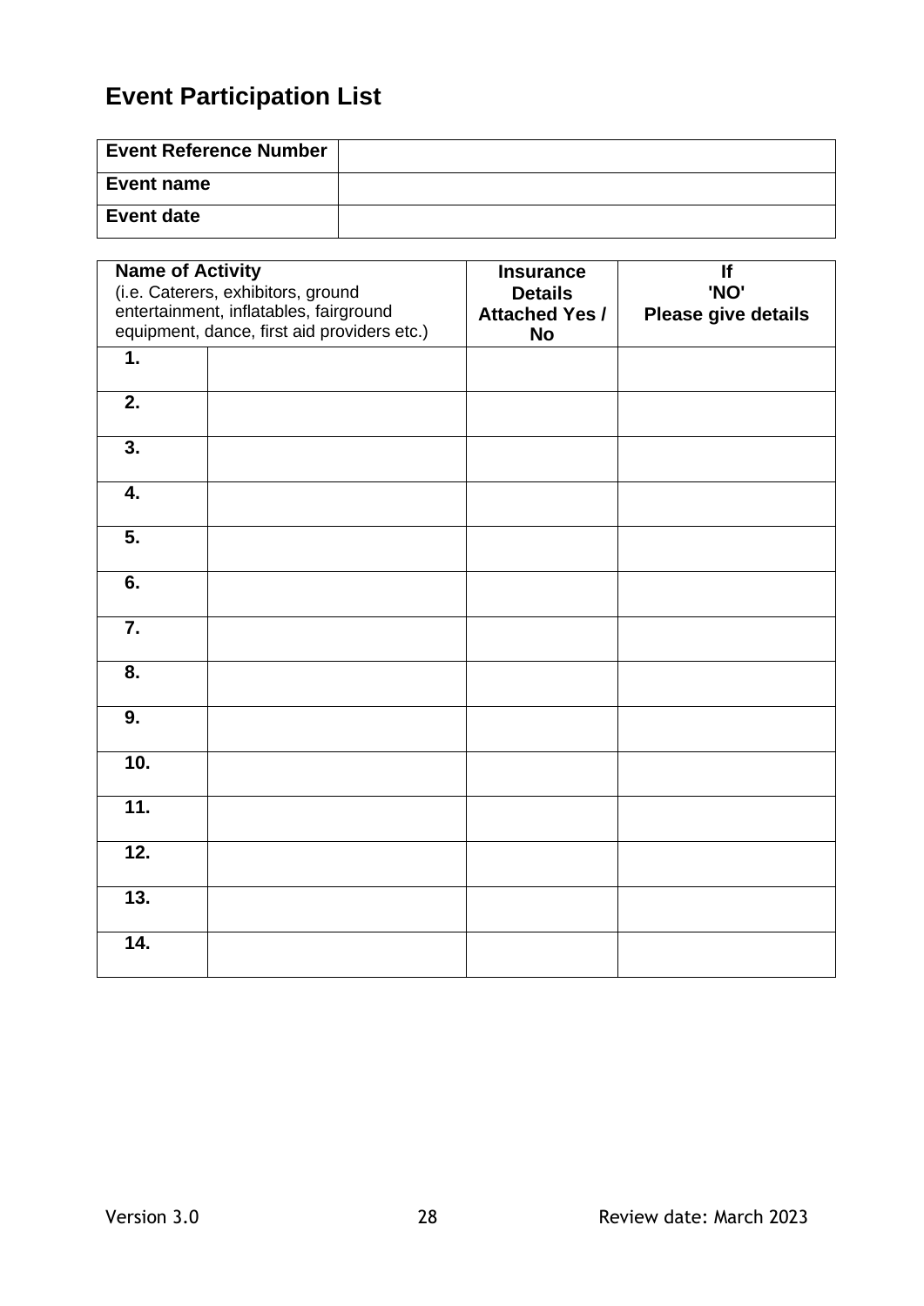# Event Participation List

| Event Reference Number | |
|---|---|
| Event name | |
| Event date | |

| **Name of Activity** (i.e. Caterers, exhibitors, ground entertainment, inflatables, fairground equipment, dance, first aid providers etc.) | | **Insurance Details Attached Yes / No** | **If 'NO' Please give details** |
|---|---|---|---|
| **1.** | | | |
| **2.** | | | |
| **3.** | | | |
| **4.** | | | |
| **5.** | | | |
| **6.** | | | |
| **7.** | | | |
| **8.** | | | |
| **9.** | | | |
| **10.** | | | |
| **11.** | | | |
| **12.** | | | |
| **13.** | | | |
| **14.** | | | |

Version 3.0 Review date: March 2023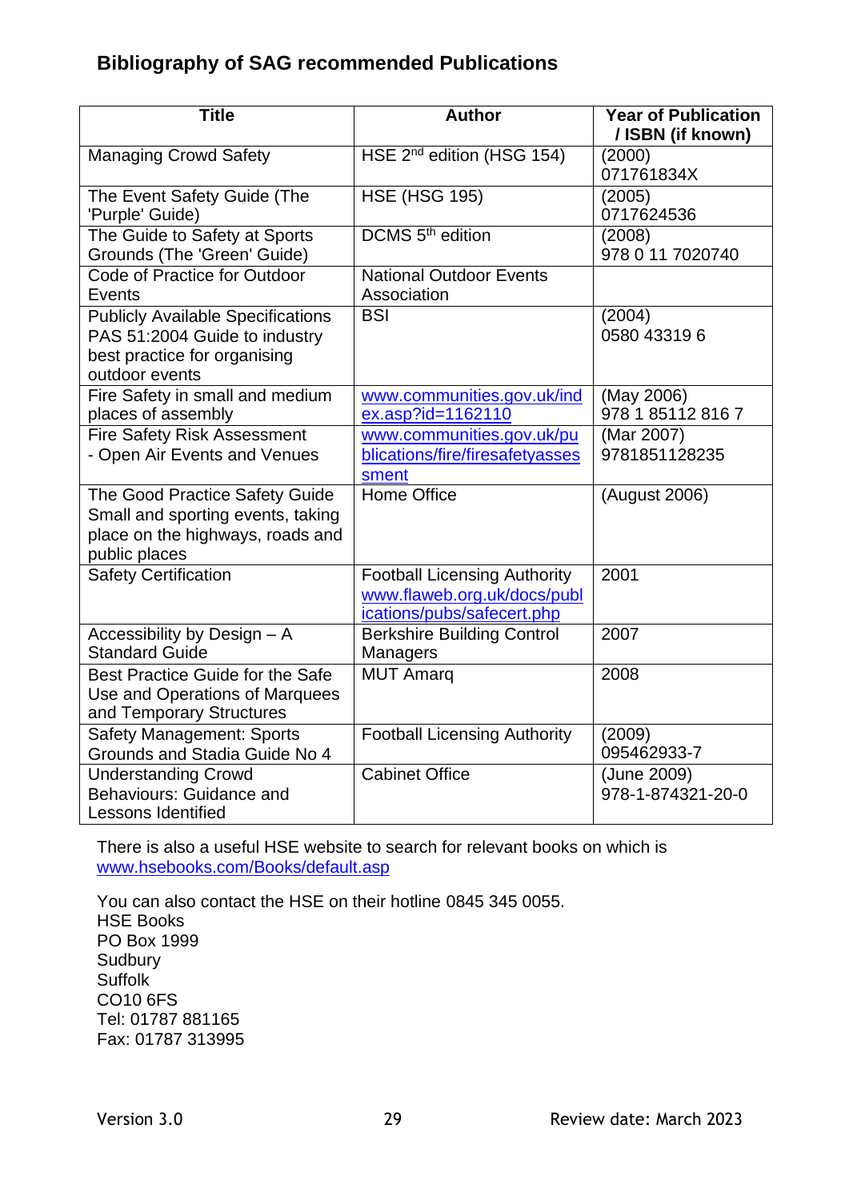## Bibliography of SAG recommended Publications

| Title | Author | Year of Publication / ISBN (if known) |
|---|---|---|
| Managing Crowd Safety | HSE 2nd edition (HSG 154) | (2000) 071761834X |
| The Event Safety Guide (The 'Purple' Guide) | HSE (HSG 195) | (2005) 0717624536 |
| The Guide to Safety at Sports Grounds (The 'Green' Guide) | DCMS 5th edition | (2008) 978 0 11 7020740 |
| Code of Practice for Outdoor Events | National Outdoor Events Association | |
| Publicly Available Specifications PAS 51:2004 Guide to industry best practice for organising outdoor events | BSI | (2004) 0580 43319 6 |
| Fire Safety in small and medium places of assembly | www.communities.gov.uk/index.asp?id=1162110 | (May 2006) 978 1 85112 816 7 |
| Fire Safety Risk Assessment - Open Air Events and Venues | www.communities.gov.uk/publications/fire/firesafetyassessment | (Mar 2007) 9781851128235 |
| The Good Practice Safety Guide Small and sporting events, taking place on the highways, roads and public places | Home Office | (August 2006) |
| Safety Certification | Football Licensing Authority www.flaweb.org.uk/docs/publications/pubs/safecert.php | 2001 |
| Accessibility by Design – A Standard Guide | Berkshire Building Control Managers | 2007 |
| Best Practice Guide for the Safe Use and Operations of Marquees and Temporary Structures | MUT Amarq | 2008 |
| Safety Management: Sports Grounds and Stadia Guide No 4 | Football Licensing Authority | (2009) 095462933-7 |
| Understanding Crowd Behaviours: Guidance and Lessons Identified | Cabinet Office | (June 2009) 978-1-874321-20-0 |

There is also a useful HSE website to search for relevant books on which is www.hsebooks.com/Books/default.asp

You can also contact the HSE on their hotline 0845 345 0055.
HSE Books
PO Box 1999
Sudbury
Suffolk
CO10 6FS
Tel: 01787 881165
Fax: 01787 313995

Version 3.0 Review date: March 2023